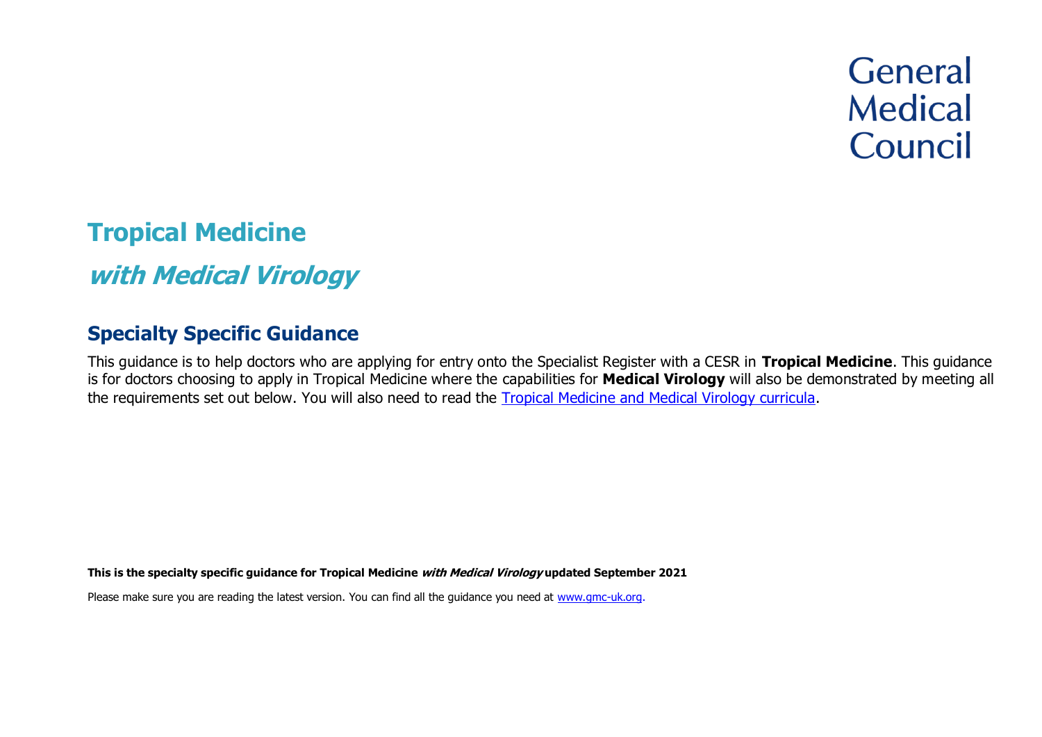General Medical Council

# Tropical Medicine

## *with Medical Virology*

## Specialty Specific Guidance

This guidance is to help doctors who are applying for entry onto the Specialist Register with a CESR in **Tropical Medicine**. This guidance is for doctors choosing to apply in Tropical Medicine where the capabilities for **Medical Virology** will also be demonstrated by meeting all the requirements set out below. You will also need to read the Tropical Medicine and Medical Virology curricula.

**This is the specialty specific guidance for Tropical Medicine *with Medical Virology* updated September 2021**

Please make sure you are reading the latest version. You can find all the guidance you need at www.gmc-uk.org.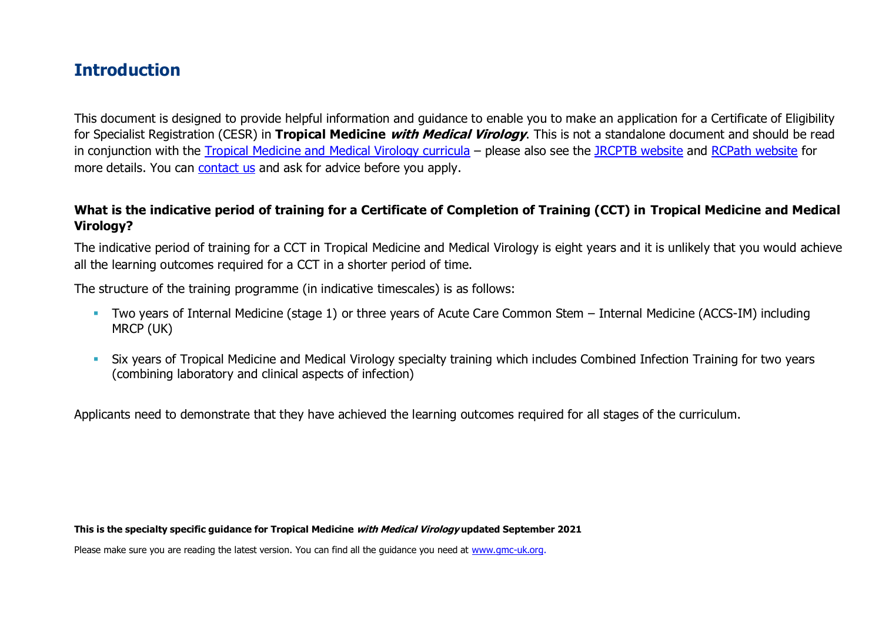## Introduction

This document is designed to provide helpful information and guidance to enable you to make an application for a Certificate of Eligibility for Specialist Registration (CESR) in **Tropical Medicine *with Medical Virology***. This is not a standalone document and should be read in conjunction with the Tropical Medicine and Medical Virology curricula – please also see the JRCPTB website and RCPath website for more details. You can contact us and ask for advice before you apply.

**What is the indicative period of training for a Certificate of Completion of Training (CCT) in Tropical Medicine and Medical Virology?**

The indicative period of training for a CCT in Tropical Medicine and Medical Virology is eight years and it is unlikely that you would achieve all the learning outcomes required for a CCT in a shorter period of time.

The structure of the training programme (in indicative timescales) is as follows:

- Two years of Internal Medicine (stage 1) or three years of Acute Care Common Stem – Internal Medicine (ACCS-IM) including MRCP (UK)
- Six years of Tropical Medicine and Medical Virology specialty training which includes Combined Infection Training for two years (combining laboratory and clinical aspects of infection)

Applicants need to demonstrate that they have achieved the learning outcomes required for all stages of the curriculum.

**This is the specialty specific guidance for Tropical Medicine *with Medical Virology* updated September 2021**

Please make sure you are reading the latest version. You can find all the guidance you need at www.gmc-uk.org.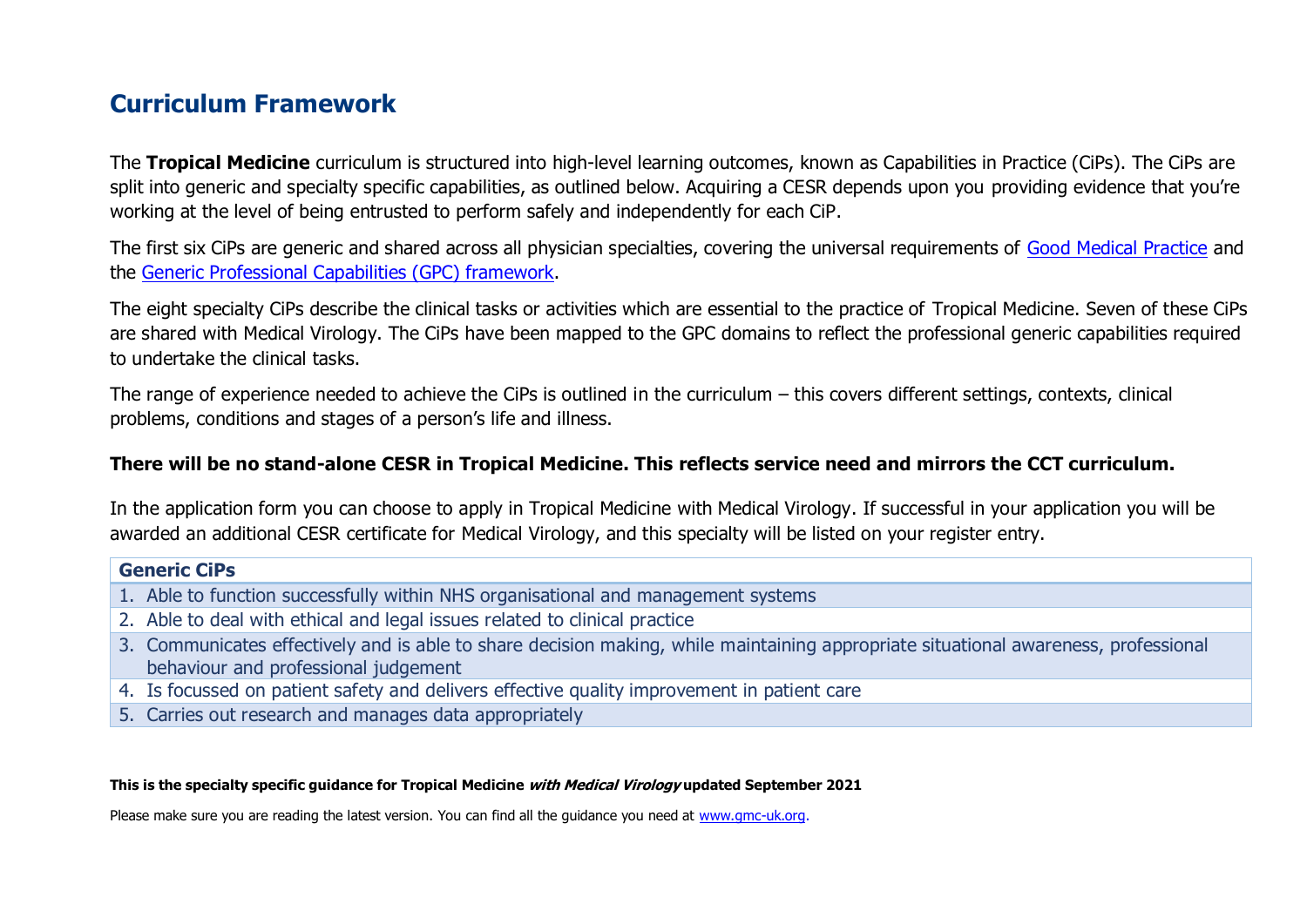# Curriculum Framework

The **Tropical Medicine** curriculum is structured into high-level learning outcomes, known as Capabilities in Practice (CiPs). The CiPs are split into generic and specialty specific capabilities, as outlined below. Acquiring a CESR depends upon you providing evidence that you're working at the level of being entrusted to perform safely and independently for each CiP.

The first six CiPs are generic and shared across all physician specialties, covering the universal requirements of [Good Medical Practice](#) and the [Generic Professional Capabilities (GPC) framework](#).

The eight specialty CiPs describe the clinical tasks or activities which are essential to the practice of Tropical Medicine. Seven of these CiPs are shared with Medical Virology. The CiPs have been mapped to the GPC domains to reflect the professional generic capabilities required to undertake the clinical tasks.

The range of experience needed to achieve the CiPs is outlined in the curriculum – this covers different settings, contexts, clinical problems, conditions and stages of a person's life and illness.

**There will be no stand-alone CESR in Tropical Medicine. This reflects service need and mirrors the CCT curriculum.**

In the application form you can choose to apply in Tropical Medicine with Medical Virology. If successful in your application you will be awarded an additional CESR certificate for Medical Virology, and this specialty will be listed on your register entry.

| Generic CiPs |
|---|
| 1. Able to function successfully within NHS organisational and management systems |
| 2. Able to deal with ethical and legal issues related to clinical practice |
| 3. Communicates effectively and is able to share decision making, while maintaining appropriate situational awareness, professional behaviour and professional judgement |
| 4. Is focussed on patient safety and delivers effective quality improvement in patient care |
| 5. Carries out research and manages data appropriately |

**This is the specialty specific guidance for Tropical Medicine *with Medical Virology* updated September 2021**

Please make sure you are reading the latest version. You can find all the guidance you need at [www.gmc-uk.org](#).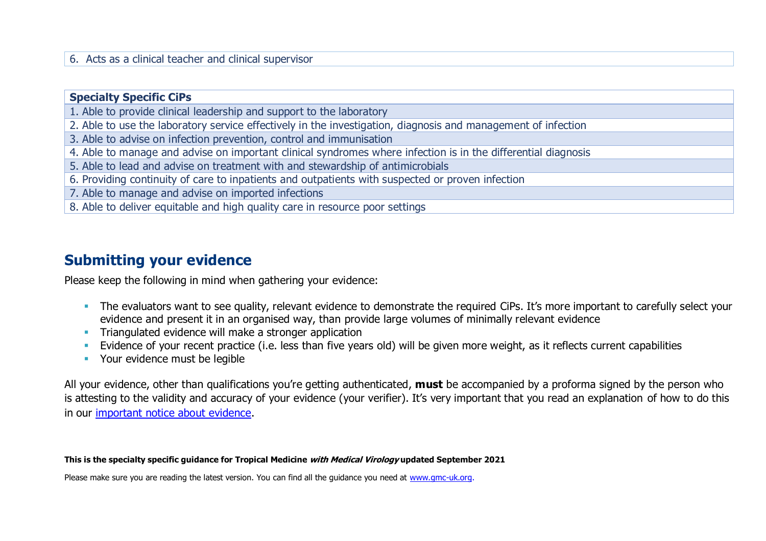| |
|---|
| 6. Acts as a clinical teacher and clinical supervisor |

| Specialty Specific CiPs |
|---|
| 1. Able to provide clinical leadership and support to the laboratory |
| 2. Able to use the laboratory service effectively in the investigation, diagnosis and management of infection |
| 3. Able to advise on infection prevention, control and immunisation |
| 4. Able to manage and advise on important clinical syndromes where infection is in the differential diagnosis |
| 5. Able to lead and advise on treatment with and stewardship of antimicrobials |
| 6. Providing continuity of care to inpatients and outpatients with suspected or proven infection |
| 7. Able to manage and advise on imported infections |
| 8. Able to deliver equitable and high quality care in resource poor settings |

## Submitting your evidence

Please keep the following in mind when gathering your evidence:

- The evaluators want to see quality, relevant evidence to demonstrate the required CiPs. It's more important to carefully select your evidence and present it in an organised way, than provide large volumes of minimally relevant evidence
- Triangulated evidence will make a stronger application
- Evidence of your recent practice (i.e. less than five years old) will be given more weight, as it reflects current capabilities
- Your evidence must be legible

All your evidence, other than qualifications you're getting authenticated, **must** be accompanied by a proforma signed by the person who is attesting to the validity and accuracy of your evidence (your verifier). It's very important that you read an explanation of how to do this in our [important notice about evidence](important notice about evidence).

**This is the specialty specific guidance for Tropical Medicine *with Medical Virology* updated September 2021**

Please make sure you are reading the latest version. You can find all the guidance you need at [www.gmc-uk.org](www.gmc-uk.org).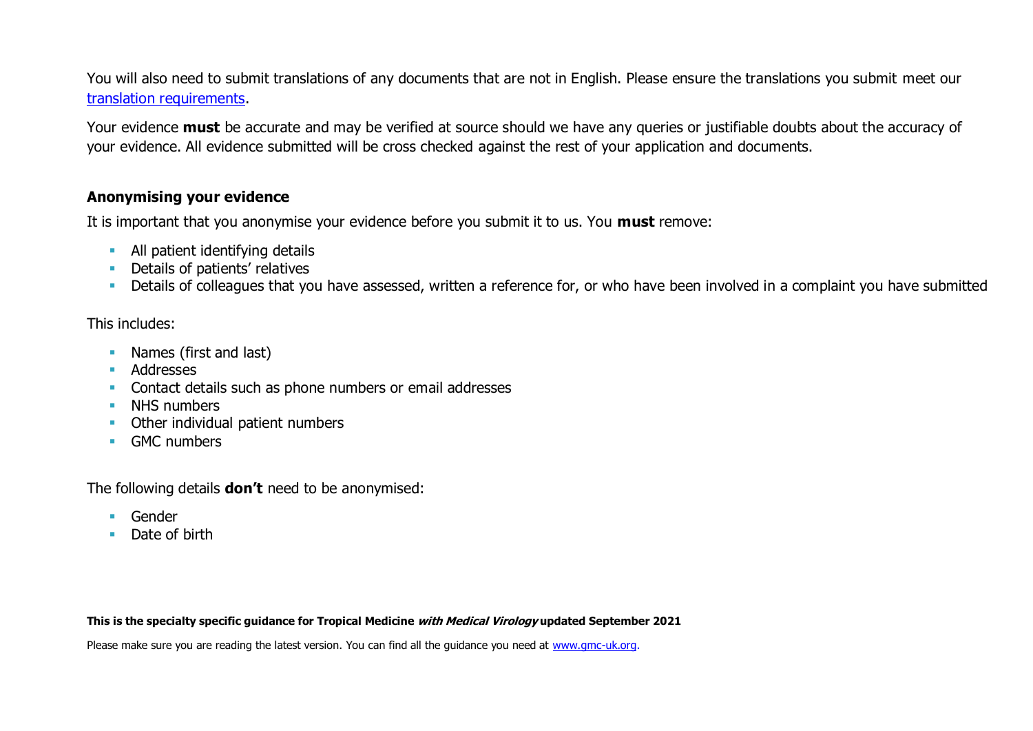You will also need to submit translations of any documents that are not in English. Please ensure the translations you submit meet our [translation requirements](translation requirements).

Your evidence **must** be accurate and may be verified at source should we have any queries or justifiable doubts about the accuracy of your evidence. All evidence submitted will be cross checked against the rest of your application and documents.

### Anonymising your evidence

It is important that you anonymise your evidence before you submit it to us. You **must** remove:

- All patient identifying details
- Details of patients' relatives
- Details of colleagues that you have assessed, written a reference for, or who have been involved in a complaint you have submitted

This includes:

- Names (first and last)
- Addresses
- Contact details such as phone numbers or email addresses
- NHS numbers
- Other individual patient numbers
- GMC numbers

The following details **don't** need to be anonymised:

- Gender
- Date of birth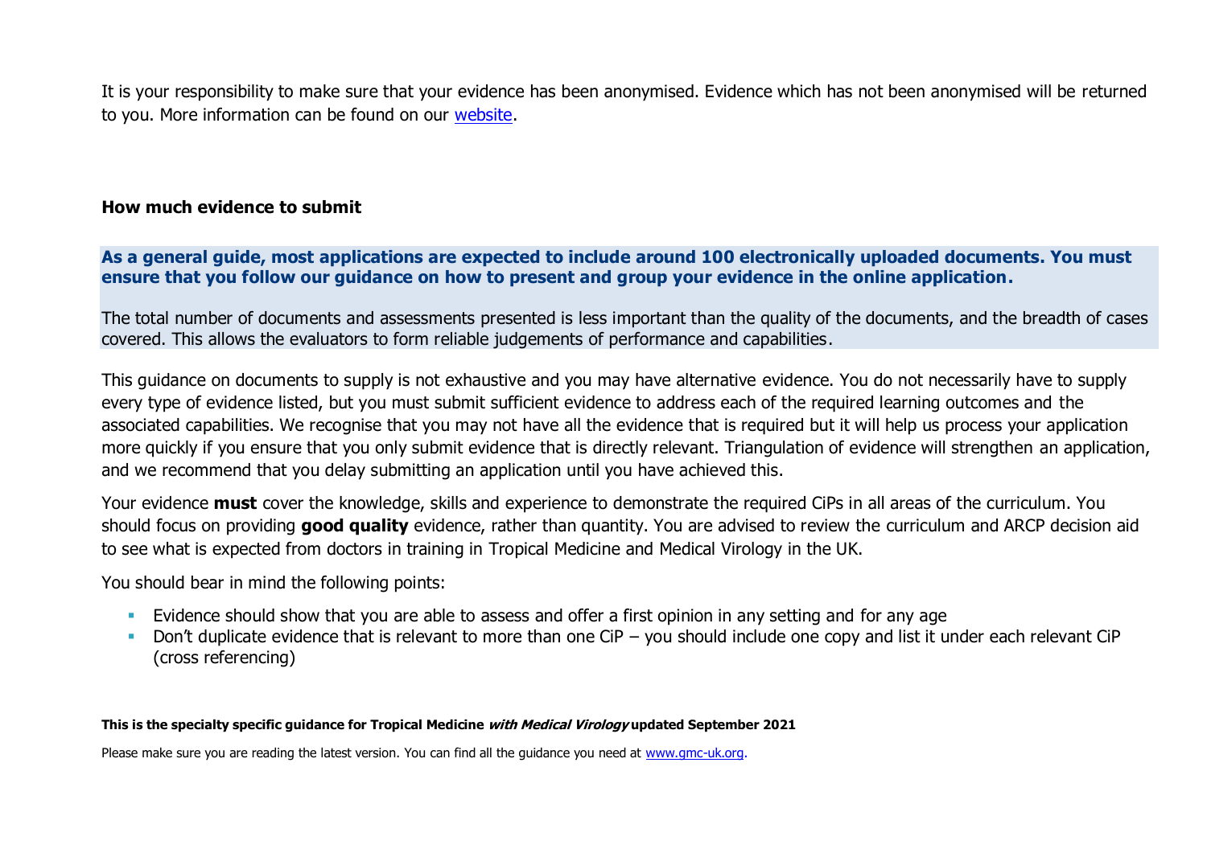It is your responsibility to make sure that your evidence has been anonymised. Evidence which has not been anonymised will be returned to you. More information can be found on our [website](#).

### How much evidence to submit

**As a general guide, most applications are expected to include around 100 electronically uploaded documents. You must ensure that you follow our guidance on how to present and group your evidence in the online application.**

The total number of documents and assessments presented is less important than the quality of the documents, and the breadth of cases covered. This allows the evaluators to form reliable judgements of performance and capabilities.

This guidance on documents to supply is not exhaustive and you may have alternative evidence. You do not necessarily have to supply every type of evidence listed, but you must submit sufficient evidence to address each of the required learning outcomes and the associated capabilities. We recognise that you may not have all the evidence that is required but it will help us process your application more quickly if you ensure that you only submit evidence that is directly relevant. Triangulation of evidence will strengthen an application, and we recommend that you delay submitting an application until you have achieved this.

Your evidence **must** cover the knowledge, skills and experience to demonstrate the required CiPs in all areas of the curriculum. You should focus on providing **good quality** evidence, rather than quantity. You are advised to review the curriculum and ARCP decision aid to see what is expected from doctors in training in Tropical Medicine and Medical Virology in the UK.

You should bear in mind the following points:

- Evidence should show that you are able to assess and offer a first opinion in any setting and for any age
- Don't duplicate evidence that is relevant to more than one CiP – you should include one copy and list it under each relevant CiP (cross referencing)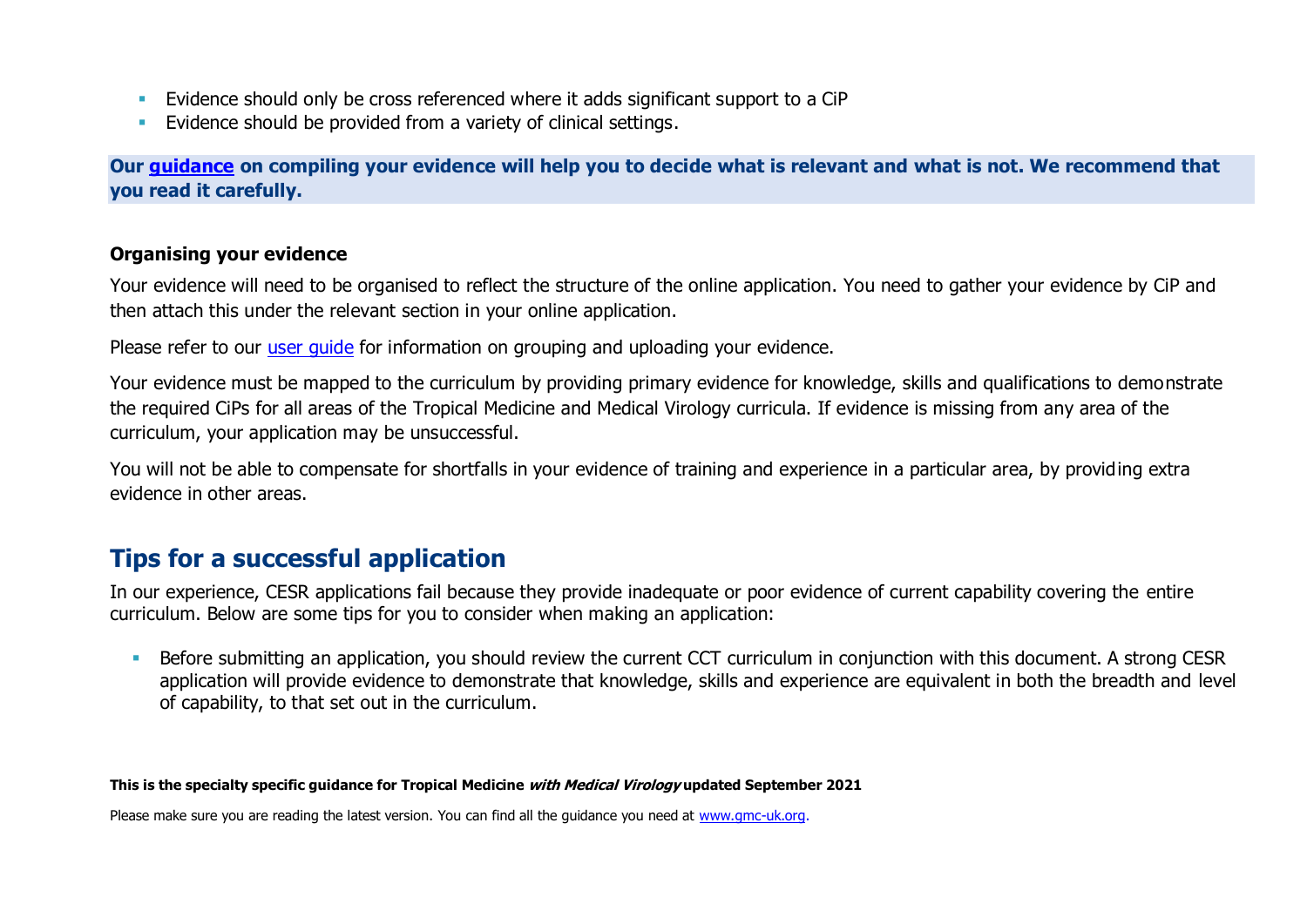- Evidence should only be cross referenced where it adds significant support to a CiP
- Evidence should be provided from a variety of clinical settings.

**Our guidance on compiling your evidence will help you to decide what is relevant and what is not. We recommend that you read it carefully.**

### Organising your evidence

Your evidence will need to be organised to reflect the structure of the online application. You need to gather your evidence by CiP and then attach this under the relevant section in your online application.

Please refer to our user guide for information on grouping and uploading your evidence.

Your evidence must be mapped to the curriculum by providing primary evidence for knowledge, skills and qualifications to demonstrate the required CiPs for all areas of the Tropical Medicine and Medical Virology curricula. If evidence is missing from any area of the curriculum, your application may be unsuccessful.

You will not be able to compensate for shortfalls in your evidence of training and experience in a particular area, by providing extra evidence in other areas.

## Tips for a successful application

In our experience, CESR applications fail because they provide inadequate or poor evidence of current capability covering the entire curriculum. Below are some tips for you to consider when making an application:

- Before submitting an application, you should review the current CCT curriculum in conjunction with this document. A strong CESR application will provide evidence to demonstrate that knowledge, skills and experience are equivalent in both the breadth and level of capability, to that set out in the curriculum.

**This is the specialty specific guidance for Tropical Medicine *with Medical Virology* updated September 2021**

Please make sure you are reading the latest version. You can find all the guidance you need at www.gmc-uk.org.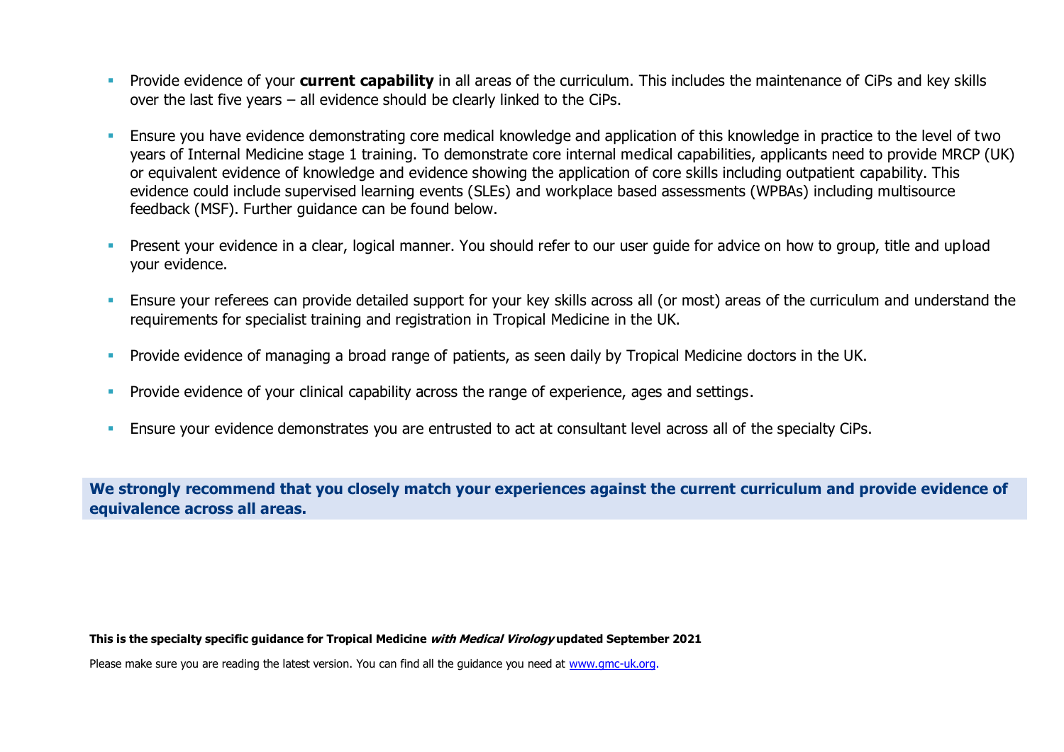- Provide evidence of your **current capability** in all areas of the curriculum. This includes the maintenance of CiPs and key skills over the last five years – all evidence should be clearly linked to the CiPs.

- Ensure you have evidence demonstrating core medical knowledge and application of this knowledge in practice to the level of two years of Internal Medicine stage 1 training. To demonstrate core internal medical capabilities, applicants need to provide MRCP (UK) or equivalent evidence of knowledge and evidence showing the application of core skills including outpatient capability. This evidence could include supervised learning events (SLEs) and workplace based assessments (WPBAs) including multisource feedback (MSF). Further guidance can be found below.

- Present your evidence in a clear, logical manner. You should refer to our user guide for advice on how to group, title and upload your evidence.

- Ensure your referees can provide detailed support for your key skills across all (or most) areas of the curriculum and understand the requirements for specialist training and registration in Tropical Medicine in the UK.

- Provide evidence of managing a broad range of patients, as seen daily by Tropical Medicine doctors in the UK.

- Provide evidence of your clinical capability across the range of experience, ages and settings.

- Ensure your evidence demonstrates you are entrusted to act at consultant level across all of the specialty CiPs.

**We strongly recommend that you closely match your experiences against the current curriculum and provide evidence of equivalence across all areas.**

**This is the specialty specific guidance for Tropical Medicine *with Medical Virology* updated September 2021**

Please make sure you are reading the latest version. You can find all the guidance you need at www.gmc-uk.org.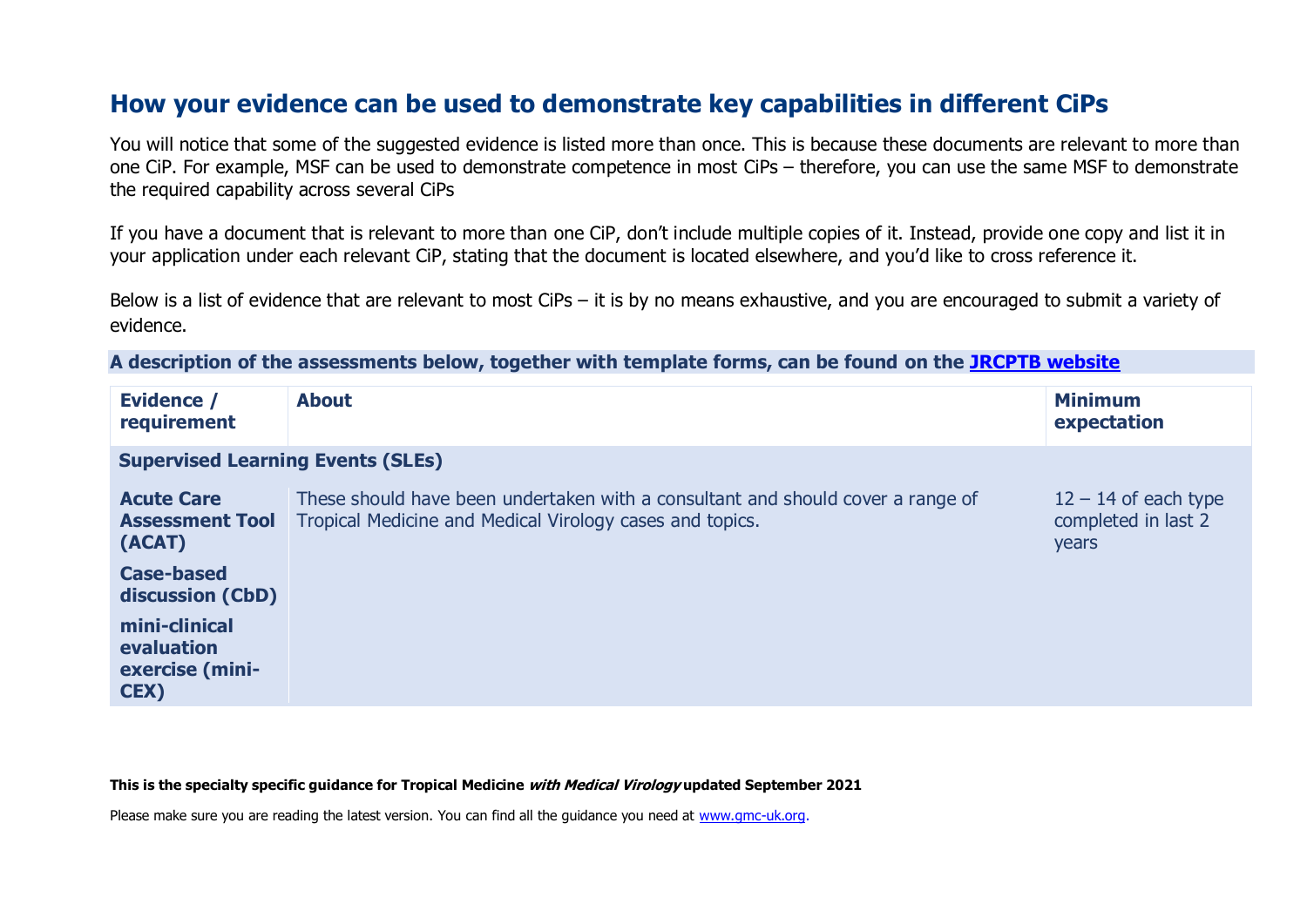## How your evidence can be used to demonstrate key capabilities in different CiPs

You will notice that some of the suggested evidence is listed more than once. This is because these documents are relevant to more than one CiP. For example, MSF can be used to demonstrate competence in most CiPs – therefore, you can use the same MSF to demonstrate the required capability across several CiPs

If you have a document that is relevant to more than one CiP, don't include multiple copies of it. Instead, provide one copy and list it in your application under each relevant CiP, stating that the document is located elsewhere, and you'd like to cross reference it.

Below is a list of evidence that are relevant to most CiPs – it is by no means exhaustive, and you are encouraged to submit a variety of evidence.

**A description of the assessments below, together with template forms, can be found on the [JRCPTB website](JRCPTB website)**

| Evidence / requirement | About | Minimum expectation |
|---|---|---|
| **Supervised Learning Events (SLEs)** | | |
| **Acute Care Assessment Tool (ACAT)**<br>**Case-based discussion (CbD)**<br>**mini-clinical evaluation exercise (mini-CEX)** | These should have been undertaken with a consultant and should cover a range of Tropical Medicine and Medical Virology cases and topics. | 12 – 14 of each type completed in last 2 years |

**This is the specialty specific guidance for Tropical Medicine *with Medical Virology* updated September 2021**

Please make sure you are reading the latest version. You can find all the guidance you need at [www.gmc-uk.org](www.gmc-uk.org).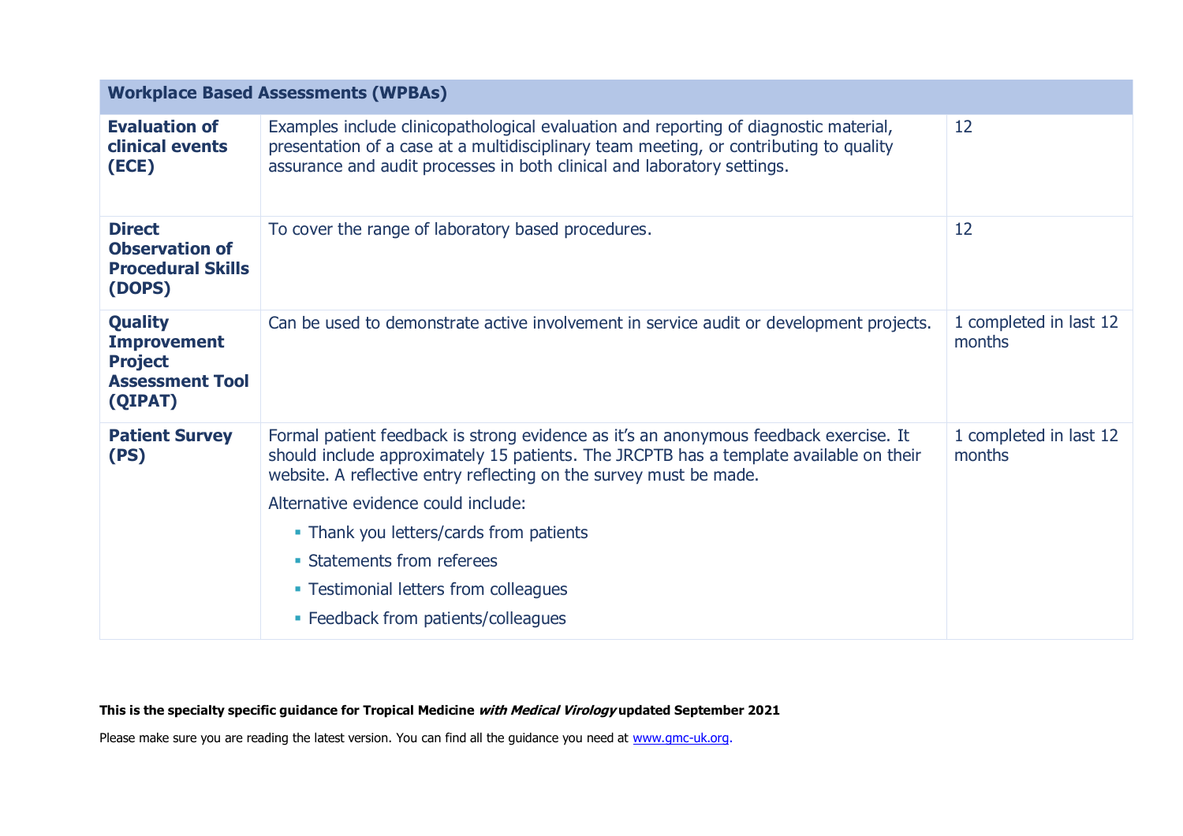| Workplace Based Assessments (WPBAs) | | |
|---|---|---|
| **Evaluation of clinical events (ECE)** | Examples include clinicopathological evaluation and reporting of diagnostic material, presentation of a case at a multidisciplinary team meeting, or contributing to quality assurance and audit processes in both clinical and laboratory settings. | 12 |
| **Direct Observation of Procedural Skills (DOPS)** | To cover the range of laboratory based procedures. | 12 |
| **Quality Improvement Project Assessment Tool (QIPAT)** | Can be used to demonstrate active involvement in service audit or development projects. | 1 completed in last 12 months |
| **Patient Survey (PS)** | Formal patient feedback is strong evidence as it's an anonymous feedback exercise. It should include approximately 15 patients. The JRCPTB has a template available on their website. A reflective entry reflecting on the survey must be made.<br><br>Alternative evidence could include:<br>▪ Thank you letters/cards from patients<br>▪ Statements from referees<br>▪ Testimonial letters from colleagues<br>▪ Feedback from patients/colleagues | 1 completed in last 12 months |

**This is the specialty specific guidance for Tropical Medicine *with Medical Virology* updated September 2021**

Please make sure you are reading the latest version. You can find all the guidance you need at [www.gmc-uk.org](www.gmc-uk.org).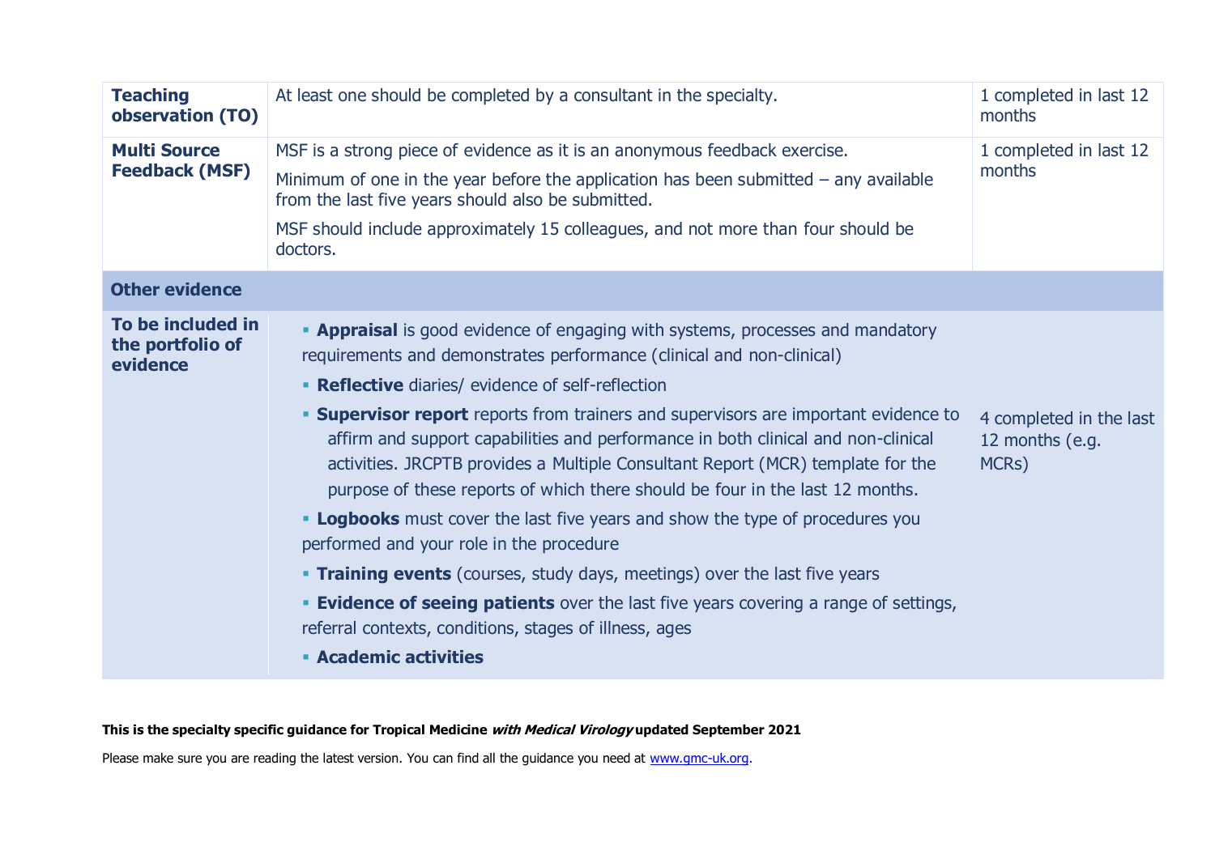| | | |
|---|---|---|
| **Teaching observation (TO)** | At least one should be completed by a consultant in the specialty. | 1 completed in last 12 months |
| **Multi Source Feedback (MSF)** | MSF is a strong piece of evidence as it is an anonymous feedback exercise.<br><br>Minimum of one in the year before the application has been submitted – any available from the last five years should also be submitted.<br><br>MSF should include approximately 15 colleagues, and not more than four should be doctors. | 1 completed in last 12 months |
| **Other evidence** | | |
| **To be included in the portfolio of evidence** | ▪ **Appraisal** is good evidence of engaging with systems, processes and mandatory requirements and demonstrates performance (clinical and non-clinical)<br><br>▪ **Reflective** diaries/ evidence of self-reflection<br><br>▪ **Supervisor report** reports from trainers and supervisors are important evidence to affirm and support capabilities and performance in both clinical and non-clinical activities. JRCPTB provides a Multiple Consultant Report (MCR) template for the purpose of these reports of which there should be four in the last 12 months.<br><br>▪ **Logbooks** must cover the last five years and show the type of procedures you performed and your role in the procedure<br><br>▪ **Training events** (courses, study days, meetings) over the last five years<br><br>▪ **Evidence of seeing patients** over the last five years covering a range of settings, referral contexts, conditions, stages of illness, ages<br><br>▪ **Academic activities** | 4 completed in the last 12 months (e.g. MCRs) |

**This is the specialty specific guidance for Tropical Medicine *with Medical Virology* updated September 2021**

Please make sure you are reading the latest version. You can find all the guidance you need at www.gmc-uk.org.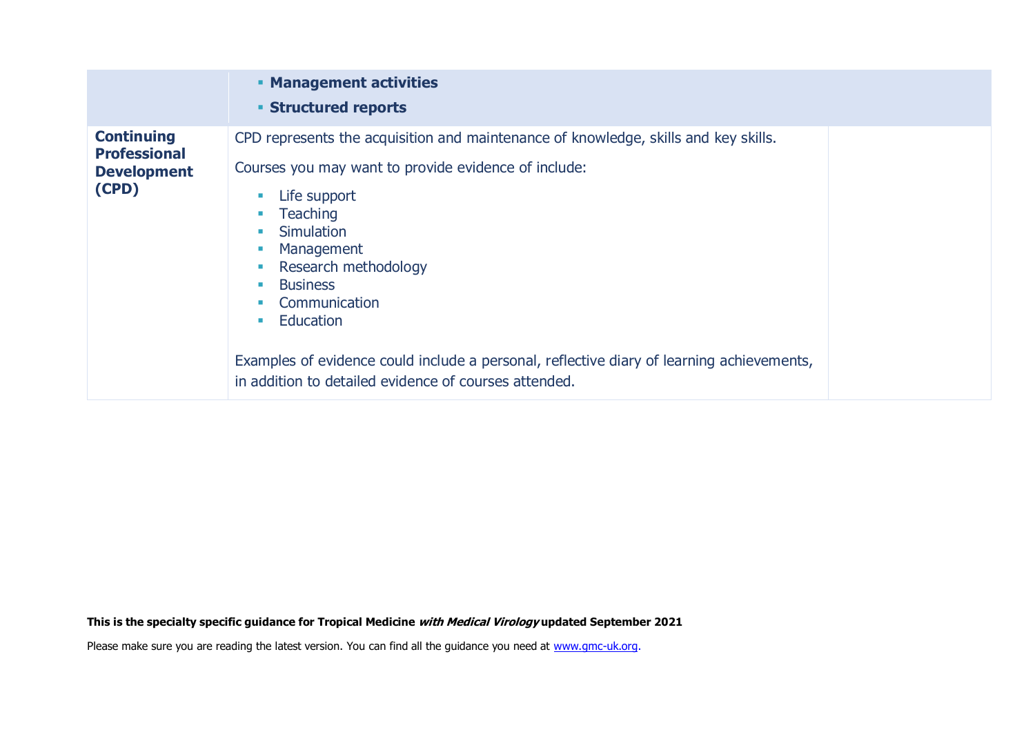| | | |
|---|---|---|
| | ▪ **Management activities**<br>▪ **Structured reports** | |
| **Continuing Professional Development (CPD)** | CPD represents the acquisition and maintenance of knowledge, skills and key skills.<br><br>Courses you may want to provide evidence of include:<br><br>▪ Life support<br>▪ Teaching<br>▪ Simulation<br>▪ Management<br>▪ Research methodology<br>▪ Business<br>▪ Communication<br>▪ Education<br><br>Examples of evidence could include a personal, reflective diary of learning achievements, in addition to detailed evidence of courses attended. | |

**This is the specialty specific guidance for Tropical Medicine *with Medical Virology* updated September 2021**

Please make sure you are reading the latest version. You can find all the guidance you need at [www.gmc-uk.org](www.gmc-uk.org).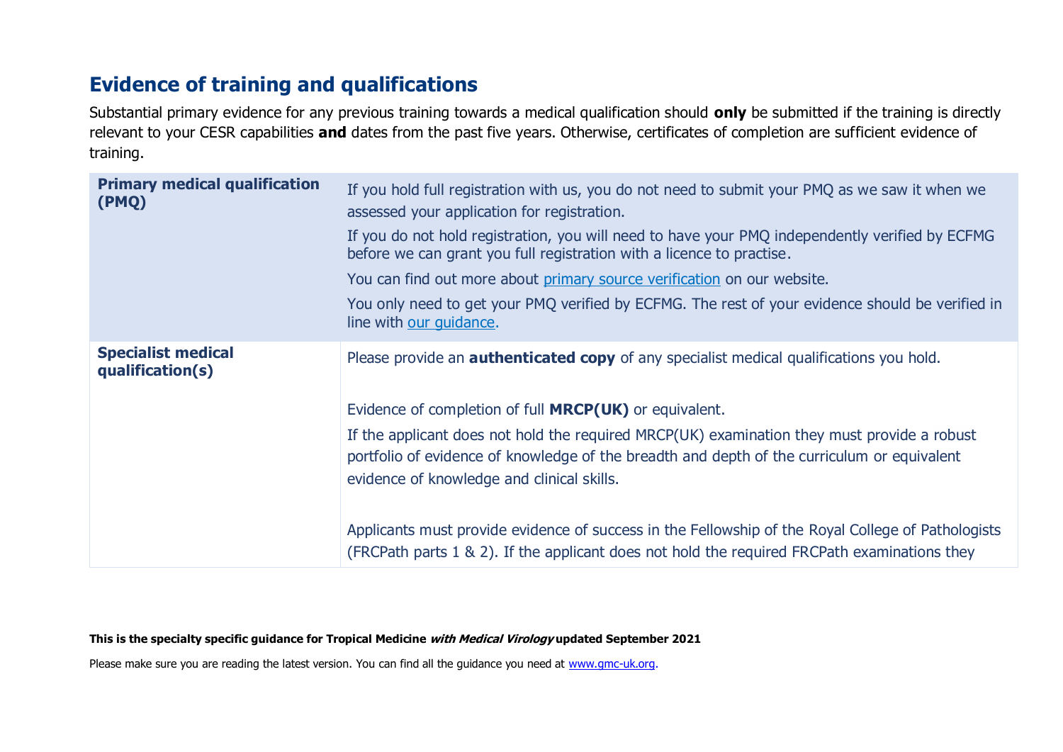## Evidence of training and qualifications

Substantial primary evidence for any previous training towards a medical qualification should **only** be submitted if the training is directly relevant to your CESR capabilities **and** dates from the past five years. Otherwise, certificates of completion are sufficient evidence of training.

| | |
|---|---|
| **Primary medical qualification (PMQ)** | If you hold full registration with us, you do not need to submit your PMQ as we saw it when we assessed your application for registration.<br>If you do not hold registration, you will need to have your PMQ independently verified by ECFMG before we can grant you full registration with a licence to practise.<br>You can find out more about primary source verification on our website.<br>You only need to get your PMQ verified by ECFMG. The rest of your evidence should be verified in line with our guidance. |
| **Specialist medical qualification(s)** | Please provide an **authenticated copy** of any specialist medical qualifications you hold.<br><br>Evidence of completion of full **MRCP(UK)** or equivalent.<br>If the applicant does not hold the required MRCP(UK) examination they must provide a robust portfolio of evidence of knowledge of the breadth and depth of the curriculum or equivalent evidence of knowledge and clinical skills.<br><br>Applicants must provide evidence of success in the Fellowship of the Royal College of Pathologists (FRCPath parts 1 & 2). If the applicant does not hold the required FRCPath examinations they |

**This is the specialty specific guidance for Tropical Medicine *with Medical Virology* updated September 2021**

Please make sure you are reading the latest version. You can find all the guidance you need at www.gmc-uk.org.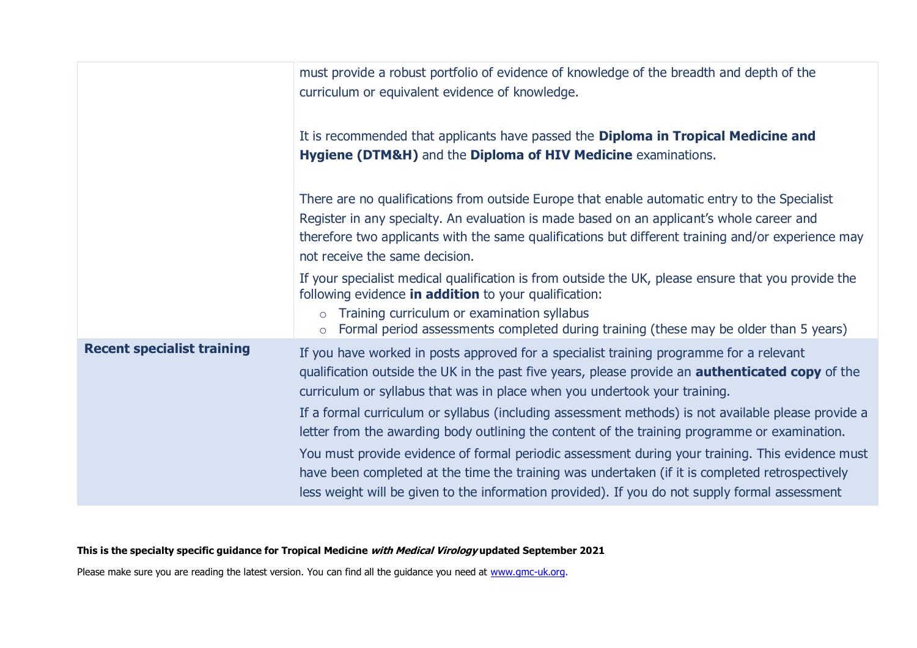| | |
|---|---|
| | must provide a robust portfolio of evidence of knowledge of the breadth and depth of the curriculum or equivalent evidence of knowledge.<br><br>It is recommended that applicants have passed the **Diploma in Tropical Medicine and Hygiene (DTM&H)** and the **Diploma of HIV Medicine** examinations.<br><br>There are no qualifications from outside Europe that enable automatic entry to the Specialist Register in any specialty. An evaluation is made based on an applicant's whole career and therefore two applicants with the same qualifications but different training and/or experience may not receive the same decision.<br><br>If your specialist medical qualification is from outside the UK, please ensure that you provide the following evidence **in addition** to your qualification:<br>○ Training curriculum or examination syllabus<br>○ Formal period assessments completed during training (these may be older than 5 years) |
| **Recent specialist training** | If you have worked in posts approved for a specialist training programme for a relevant qualification outside the UK in the past five years, please provide an **authenticated copy** of the curriculum or syllabus that was in place when you undertook your training.<br><br>If a formal curriculum or syllabus (including assessment methods) is not available please provide a letter from the awarding body outlining the content of the training programme or examination.<br><br>You must provide evidence of formal periodic assessment during your training. This evidence must have been completed at the time the training was undertaken (if it is completed retrospectively less weight will be given to the information provided). If you do not supply formal assessment |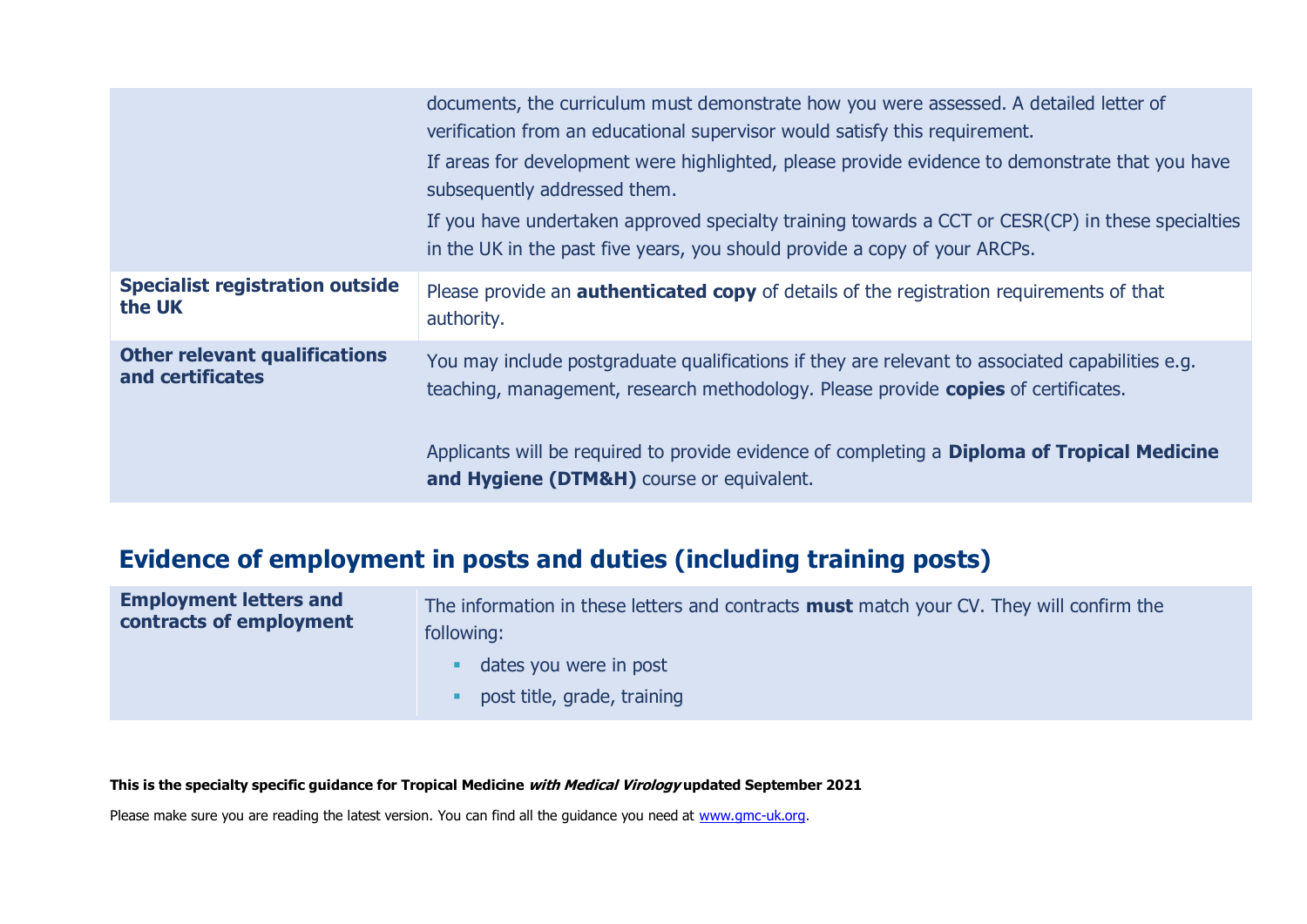| | |
|---|---|
| | documents, the curriculum must demonstrate how you were assessed. A detailed letter of verification from an educational supervisor would satisfy this requirement.<br>If areas for development were highlighted, please provide evidence to demonstrate that you have subsequently addressed them.<br>If you have undertaken approved specialty training towards a CCT or CESR(CP) in these specialties in the UK in the past five years, you should provide a copy of your ARCPs. |
| **Specialist registration outside the UK** | Please provide an **authenticated copy** of details of the registration requirements of that authority. |
| **Other relevant qualifications and certificates** | You may include postgraduate qualifications if they are relevant to associated capabilities e.g. teaching, management, research methodology. Please provide **copies** of certificates.<br><br>Applicants will be required to provide evidence of completing a **Diploma of Tropical Medicine and Hygiene (DTM&H)** course or equivalent. |

## Evidence of employment in posts and duties (including training posts)

| | |
|---|---|
| **Employment letters and contracts of employment** | The information in these letters and contracts **must** match your CV. They will confirm the following:<br>- dates you were in post<br>- post title, grade, training |

**This is the specialty specific guidance for Tropical Medicine *with Medical Virology* updated September 2021**

Please make sure you are reading the latest version. You can find all the guidance you need at www.gmc-uk.org.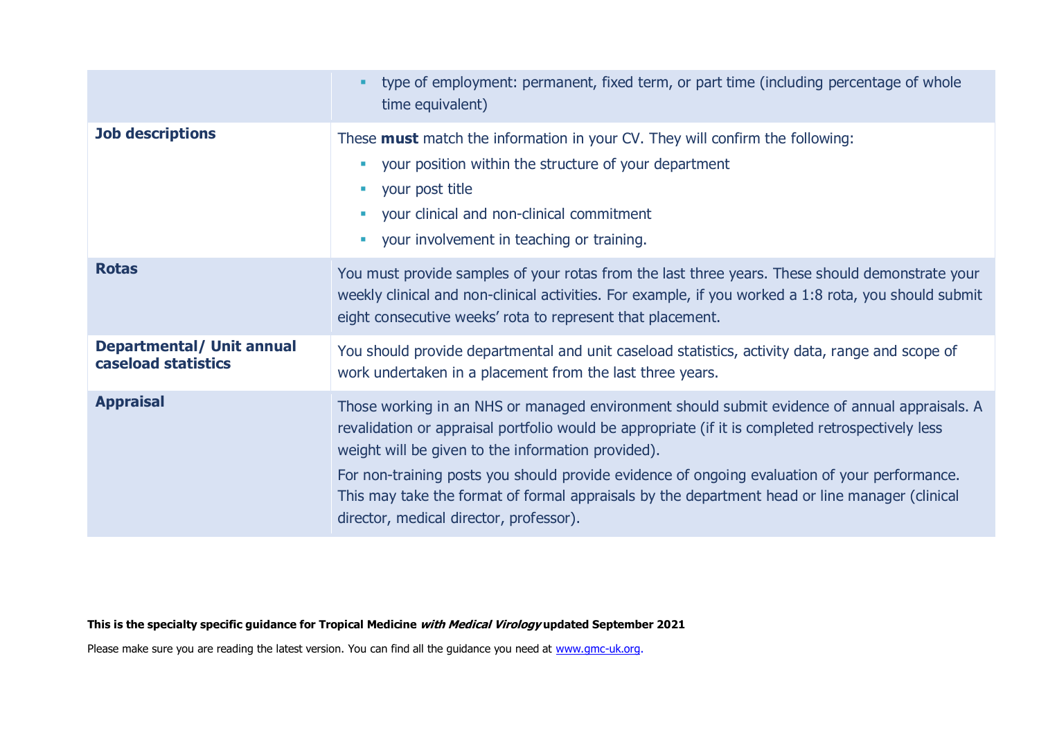| | |
|---|---|
| | ▪ type of employment: permanent, fixed term, or part time (including percentage of whole time equivalent) |
| **Job descriptions** | These **must** match the information in your CV. They will confirm the following:<br>▪ your position within the structure of your department<br>▪ your post title<br>▪ your clinical and non-clinical commitment<br>▪ your involvement in teaching or training. |
| **Rotas** | You must provide samples of your rotas from the last three years. These should demonstrate your weekly clinical and non-clinical activities. For example, if you worked a 1:8 rota, you should submit eight consecutive weeks' rota to represent that placement. |
| **Departmental/ Unit annual caseload statistics** | You should provide departmental and unit caseload statistics, activity data, range and scope of work undertaken in a placement from the last three years. |
| **Appraisal** | Those working in an NHS or managed environment should submit evidence of annual appraisals. A revalidation or appraisal portfolio would be appropriate (if it is completed retrospectively less weight will be given to the information provided).<br>For non-training posts you should provide evidence of ongoing evaluation of your performance. This may take the format of formal appraisals by the department head or line manager (clinical director, medical director, professor). |

**This is the specialty specific guidance for Tropical Medicine *with Medical Virology* updated September 2021**

Please make sure you are reading the latest version. You can find all the guidance you need at [www.gmc-uk.org](http://www.gmc-uk.org).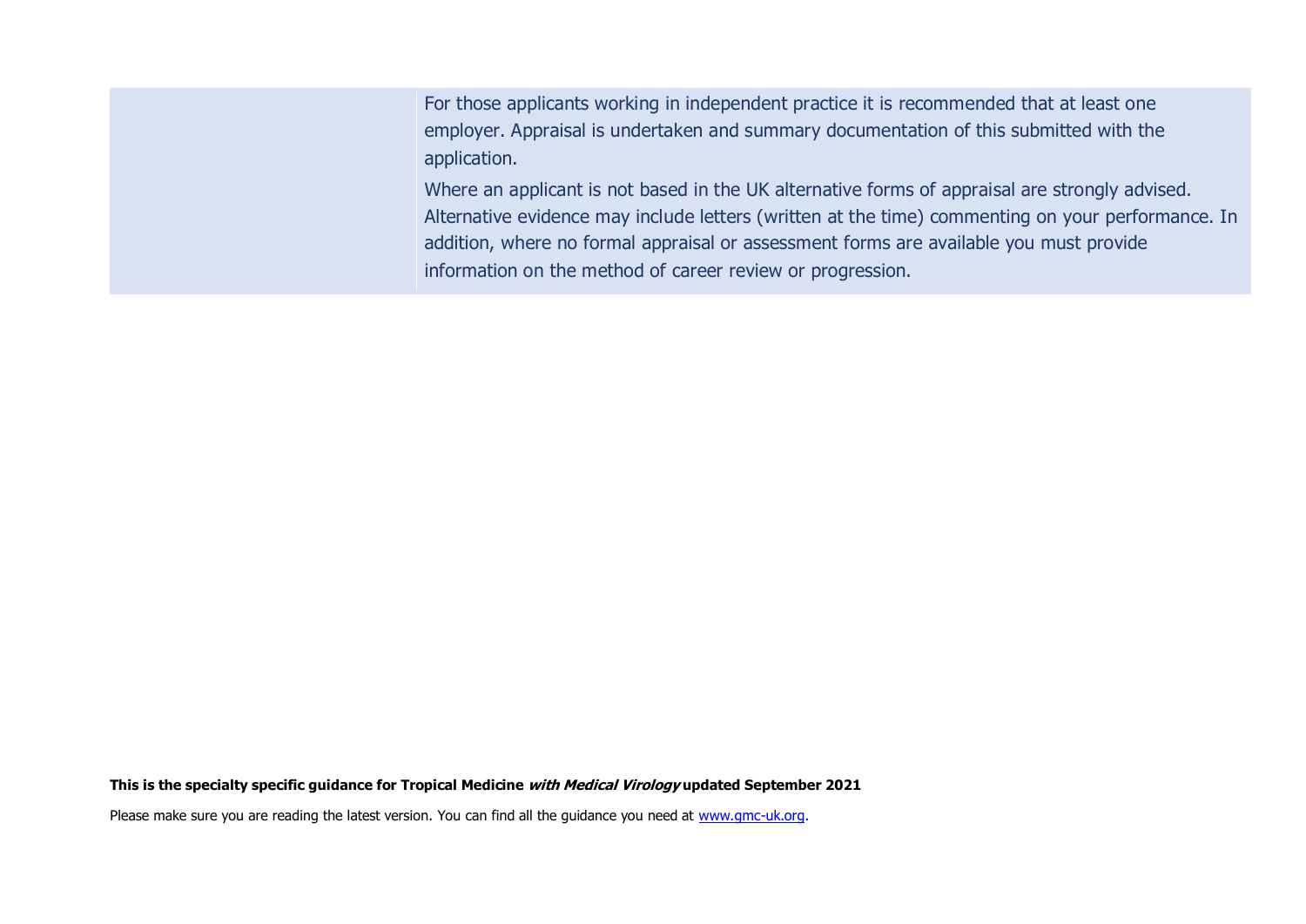| | |
|---|---|
| | For those applicants working in independent practice it is recommended that at least one employer. Appraisal is undertaken and summary documentation of this submitted with the application.<br><br>Where an applicant is not based in the UK alternative forms of appraisal are strongly advised. Alternative evidence may include letters (written at the time) commenting on your performance. In addition, where no formal appraisal or assessment forms are available you must provide information on the method of career review or progression. |

**This is the specialty specific guidance for Tropical Medicine *with Medical Virology* updated September 2021**

Please make sure you are reading the latest version. You can find all the guidance you need at www.gmc-uk.org.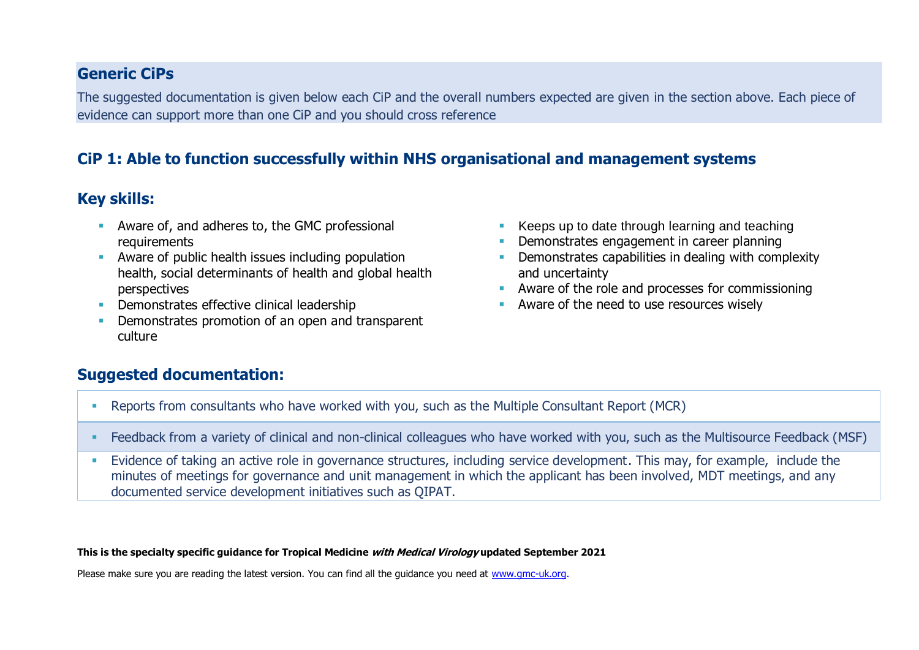## Generic CiPs

The suggested documentation is given below each CiP and the overall numbers expected are given in the section above. Each piece of evidence can support more than one CiP and you should cross reference

## CiP 1: Able to function successfully within NHS organisational and management systems

### Key skills:

- Aware of, and adheres to, the GMC professional requirements
- Aware of public health issues including population health, social determinants of health and global health perspectives
- Demonstrates effective clinical leadership
- Demonstrates promotion of an open and transparent culture
- Keeps up to date through learning and teaching
- Demonstrates engagement in career planning
- Demonstrates capabilities in dealing with complexity and uncertainty
- Aware of the role and processes for commissioning
- Aware of the need to use resources wisely

### Suggested documentation:

- Reports from consultants who have worked with you, such as the Multiple Consultant Report (MCR)
- Feedback from a variety of clinical and non-clinical colleagues who have worked with you, such as the Multisource Feedback (MSF)
- Evidence of taking an active role in governance structures, including service development. This may, for example, include the minutes of meetings for governance and unit management in which the applicant has been involved, MDT meetings, and any documented service development initiatives such as QIPAT.

**This is the specialty specific guidance for Tropical Medicine *with Medical Virology* updated September 2021**

Please make sure you are reading the latest version. You can find all the guidance you need at www.gmc-uk.org.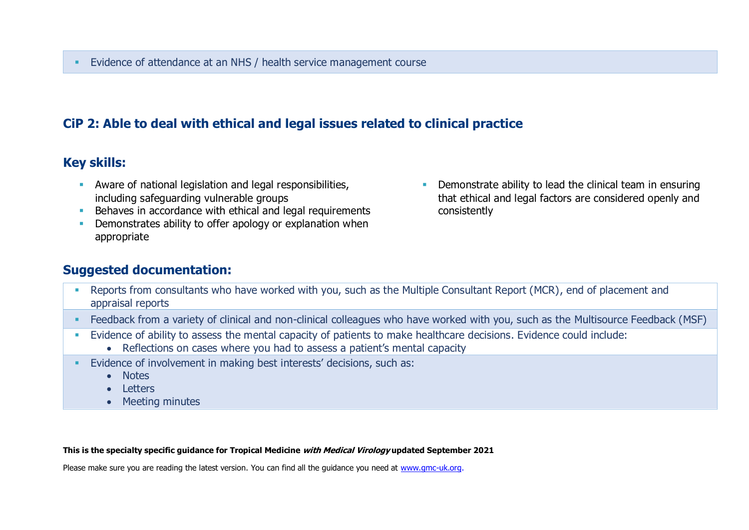- Evidence of attendance at an NHS / health service management course

## CiP 2: Able to deal with ethical and legal issues related to clinical practice

### Key skills:

- Aware of national legislation and legal responsibilities, including safeguarding vulnerable groups
- Behaves in accordance with ethical and legal requirements
- Demonstrates ability to offer apology or explanation when appropriate
- Demonstrate ability to lead the clinical team in ensuring that ethical and legal factors are considered openly and consistently

### Suggested documentation:

- Reports from consultants who have worked with you, such as the Multiple Consultant Report (MCR), end of placement and appraisal reports
- Feedback from a variety of clinical and non-clinical colleagues who have worked with you, such as the Multisource Feedback (MSF)
- Evidence of ability to assess the mental capacity of patients to make healthcare decisions. Evidence could include:
  - Reflections on cases where you had to assess a patient's mental capacity
- Evidence of involvement in making best interests' decisions, such as:
  - Notes
  - Letters
  - Meeting minutes

**This is the specialty specific guidance for Tropical Medicine *with Medical Virology* updated September 2021**

Please make sure you are reading the latest version. You can find all the guidance you need at [www.gmc-uk.org](http://www.gmc-uk.org).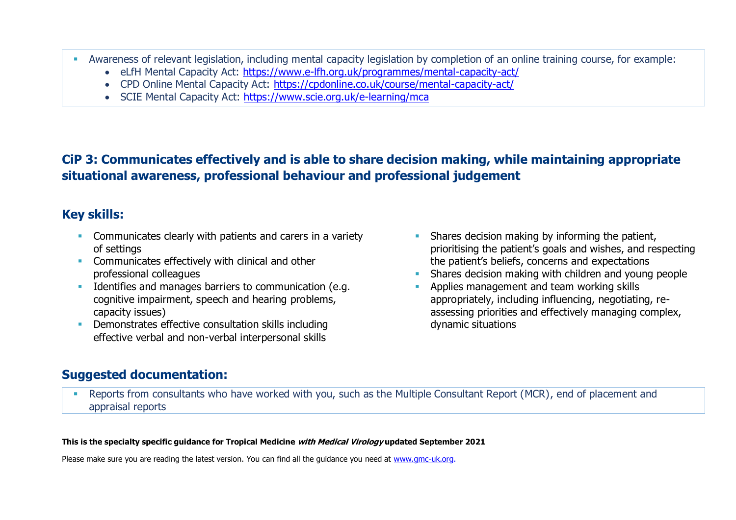- Awareness of relevant legislation, including mental capacity legislation by completion of an online training course, for example:
  - eLfH Mental Capacity Act: https://www.e-lfh.org.uk/programmes/mental-capacity-act/
  - CPD Online Mental Capacity Act: https://cpdonline.co.uk/course/mental-capacity-act/
  - SCIE Mental Capacity Act: https://www.scie.org.uk/e-learning/mca

## CiP 3: Communicates effectively and is able to share decision making, while maintaining appropriate situational awareness, professional behaviour and professional judgement

### Key skills:

- Communicates clearly with patients and carers in a variety of settings
- Communicates effectively with clinical and other professional colleagues
- Identifies and manages barriers to communication (e.g. cognitive impairment, speech and hearing problems, capacity issues)
- Demonstrates effective consultation skills including effective verbal and non-verbal interpersonal skills
- Shares decision making by informing the patient, prioritising the patient's goals and wishes, and respecting the patient's beliefs, concerns and expectations
- Shares decision making with children and young people
- Applies management and team working skills appropriately, including influencing, negotiating, re-assessing priorities and effectively managing complex, dynamic situations

### Suggested documentation:

- Reports from consultants who have worked with you, such as the Multiple Consultant Report (MCR), end of placement and appraisal reports

**This is the specialty specific guidance for Tropical Medicine *with Medical Virology* updated September 2021**

Please make sure you are reading the latest version. You can find all the guidance you need at www.gmc-uk.org.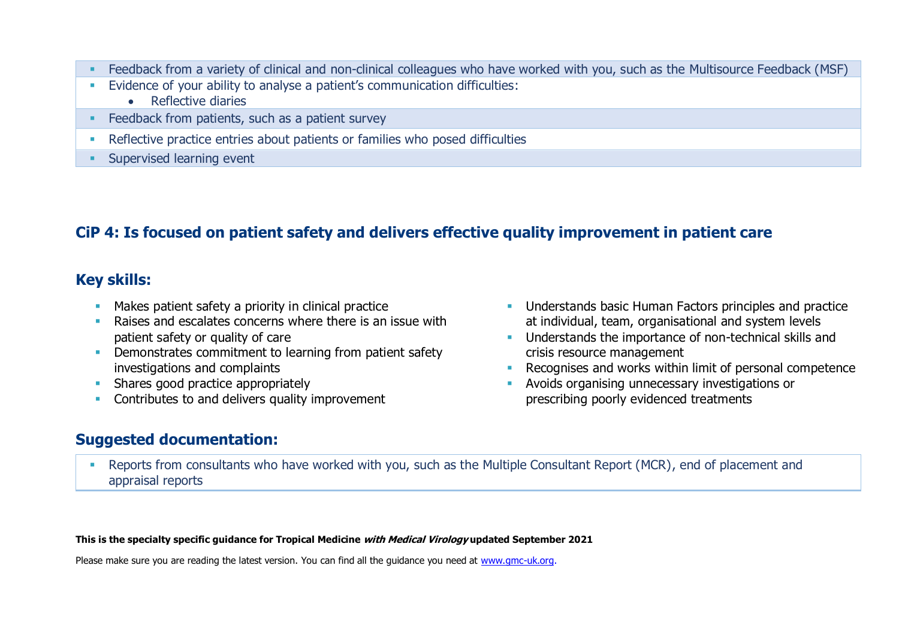- Feedback from a variety of clinical and non-clinical colleagues who have worked with you, such as the Multisource Feedback (MSF)
- Evidence of your ability to analyse a patient's communication difficulties:
  - Reflective diaries
- Feedback from patients, such as a patient survey
- Reflective practice entries about patients or families who posed difficulties
- Supervised learning event

## CiP 4: Is focused on patient safety and delivers effective quality improvement in patient care

### Key skills:

- Makes patient safety a priority in clinical practice
- Raises and escalates concerns where there is an issue with patient safety or quality of care
- Demonstrates commitment to learning from patient safety investigations and complaints
- Shares good practice appropriately
- Contributes to and delivers quality improvement
- Understands basic Human Factors principles and practice at individual, team, organisational and system levels
- Understands the importance of non-technical skills and crisis resource management
- Recognises and works within limit of personal competence
- Avoids organising unnecessary investigations or prescribing poorly evidenced treatments

### Suggested documentation:

- Reports from consultants who have worked with you, such as the Multiple Consultant Report (MCR), end of placement and appraisal reports

**This is the specialty specific guidance for Tropical Medicine *with Medical Virology* updated September 2021**

Please make sure you are reading the latest version. You can find all the guidance you need at www.gmc-uk.org.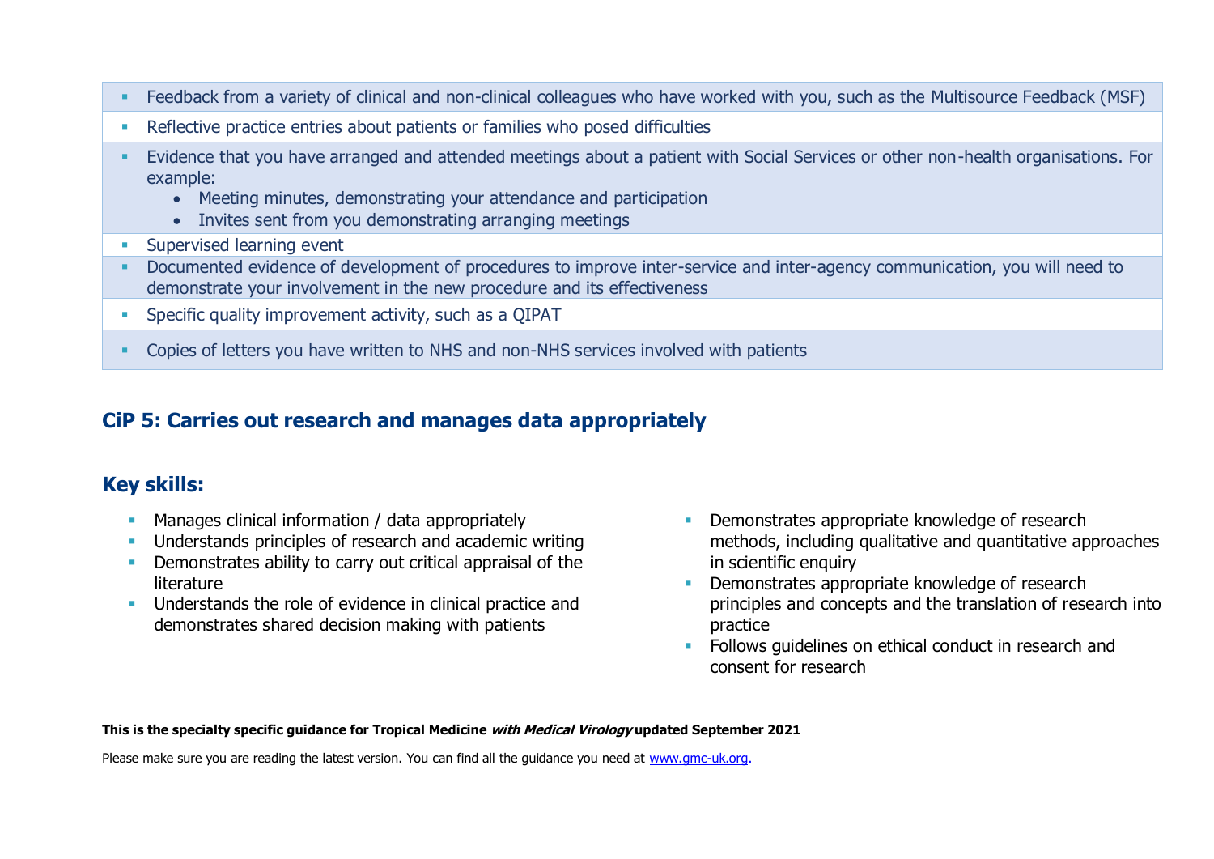- Feedback from a variety of clinical and non-clinical colleagues who have worked with you, such as the Multisource Feedback (MSF)
- Reflective practice entries about patients or families who posed difficulties
- Evidence that you have arranged and attended meetings about a patient with Social Services or other non-health organisations. For example:
  - Meeting minutes, demonstrating your attendance and participation
  - Invites sent from you demonstrating arranging meetings
- Supervised learning event
- Documented evidence of development of procedures to improve inter-service and inter-agency communication, you will need to demonstrate your involvement in the new procedure and its effectiveness
- Specific quality improvement activity, such as a QIPAT
- Copies of letters you have written to NHS and non-NHS services involved with patients

## CiP 5: Carries out research and manages data appropriately

## Key skills:

- Manages clinical information / data appropriately
- Understands principles of research and academic writing
- Demonstrates ability to carry out critical appraisal of the literature
- Understands the role of evidence in clinical practice and demonstrates shared decision making with patients
- Demonstrates appropriate knowledge of research methods, including qualitative and quantitative approaches in scientific enquiry
- Demonstrates appropriate knowledge of research principles and concepts and the translation of research into practice
- Follows guidelines on ethical conduct in research and consent for research

**This is the specialty specific guidance for Tropical Medicine *with Medical Virology* updated September 2021**

Please make sure you are reading the latest version. You can find all the guidance you need at www.gmc-uk.org.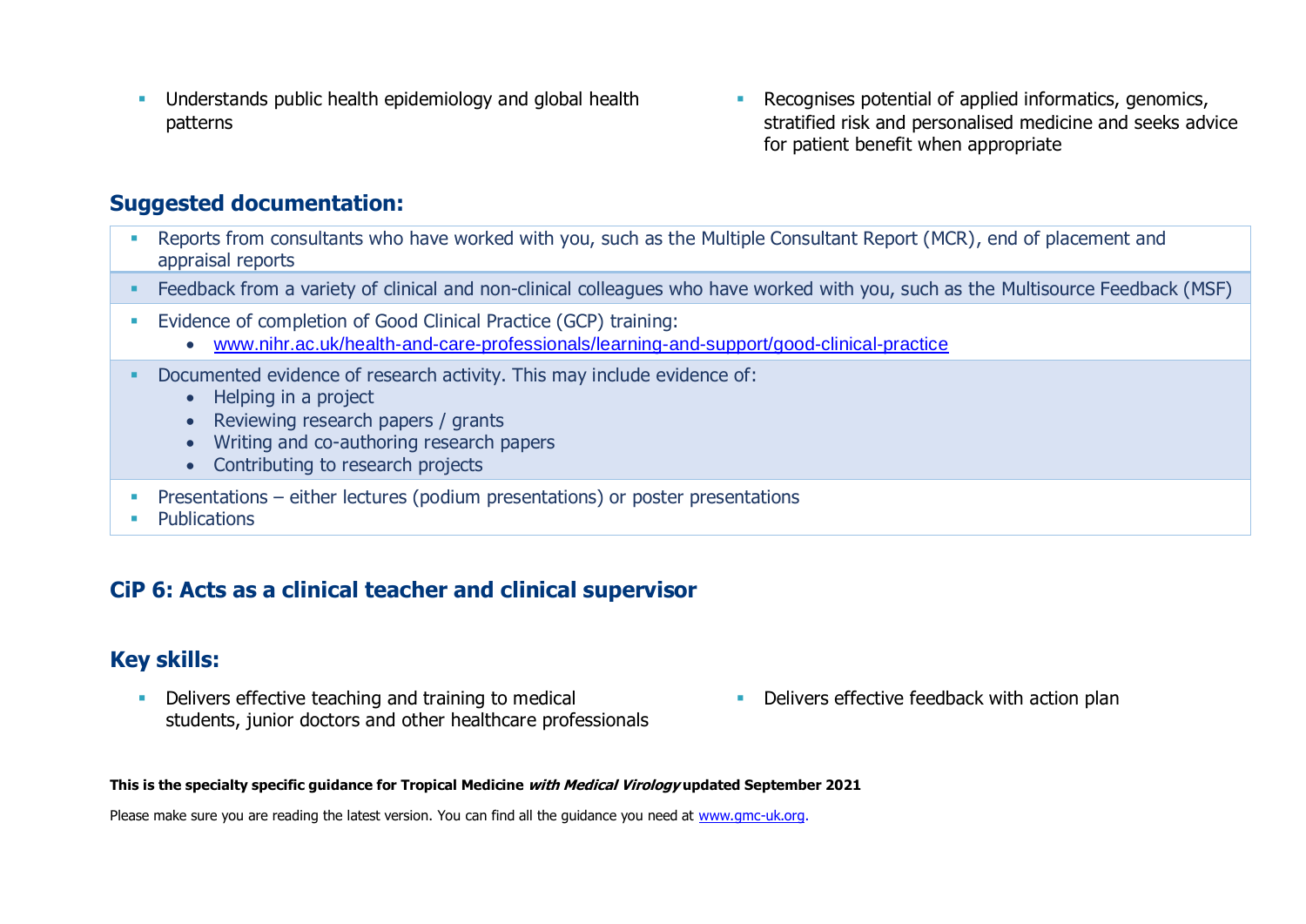- Understands public health epidemiology and global health patterns
- Recognises potential of applied informatics, genomics, stratified risk and personalised medicine and seeks advice for patient benefit when appropriate

## Suggested documentation:

- Reports from consultants who have worked with you, such as the Multiple Consultant Report (MCR), end of placement and appraisal reports
- Feedback from a variety of clinical and non-clinical colleagues who have worked with you, such as the Multisource Feedback (MSF)
- Evidence of completion of Good Clinical Practice (GCP) training:
    - www.nihr.ac.uk/health-and-care-professionals/learning-and-support/good-clinical-practice
- Documented evidence of research activity. This may include evidence of:
    - Helping in a project
    - Reviewing research papers / grants
    - Writing and co-authoring research papers
    - Contributing to research projects
- Presentations – either lectures (podium presentations) or poster presentations
- Publications

## CiP 6: Acts as a clinical teacher and clinical supervisor

## Key skills:

- Delivers effective teaching and training to medical students, junior doctors and other healthcare professionals
- Delivers effective feedback with action plan

**This is the specialty specific guidance for Tropical Medicine *with Medical Virology* updated September 2021**

Please make sure you are reading the latest version. You can find all the guidance you need at www.gmc-uk.org.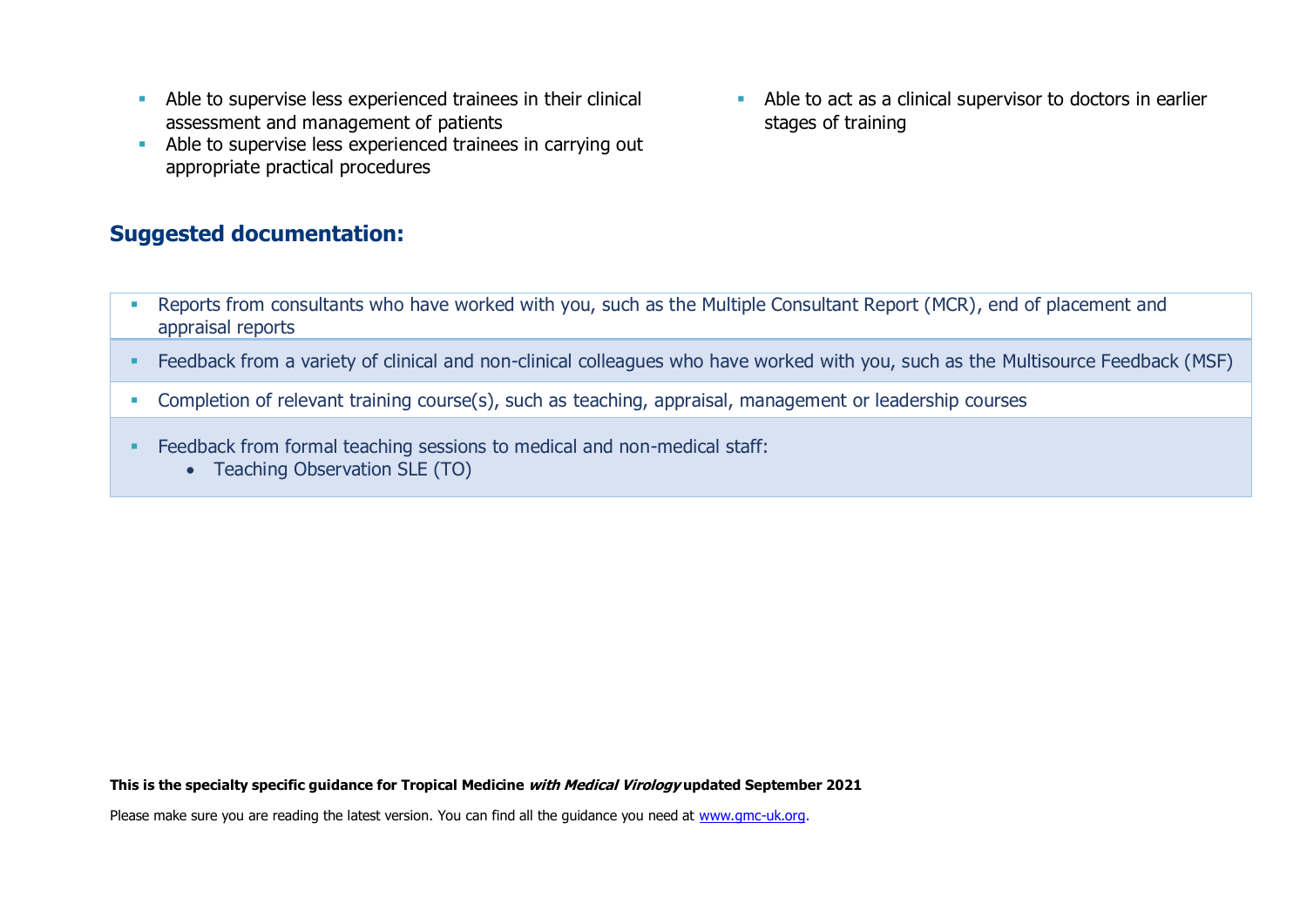- Able to supervise less experienced trainees in their clinical assessment and management of patients
- Able to supervise less experienced trainees in carrying out appropriate practical procedures
- Able to act as a clinical supervisor to doctors in earlier stages of training

## Suggested documentation:

- Reports from consultants who have worked with you, such as the Multiple Consultant Report (MCR), end of placement and appraisal reports
- Feedback from a variety of clinical and non-clinical colleagues who have worked with you, such as the Multisource Feedback (MSF)
- Completion of relevant training course(s), such as teaching, appraisal, management or leadership courses
- Feedback from formal teaching sessions to medical and non-medical staff:
  - Teaching Observation SLE (TO)

**This is the specialty specific guidance for Tropical Medicine *with Medical Virology* updated September 2021**

Please make sure you are reading the latest version. You can find all the guidance you need at www.gmc-uk.org.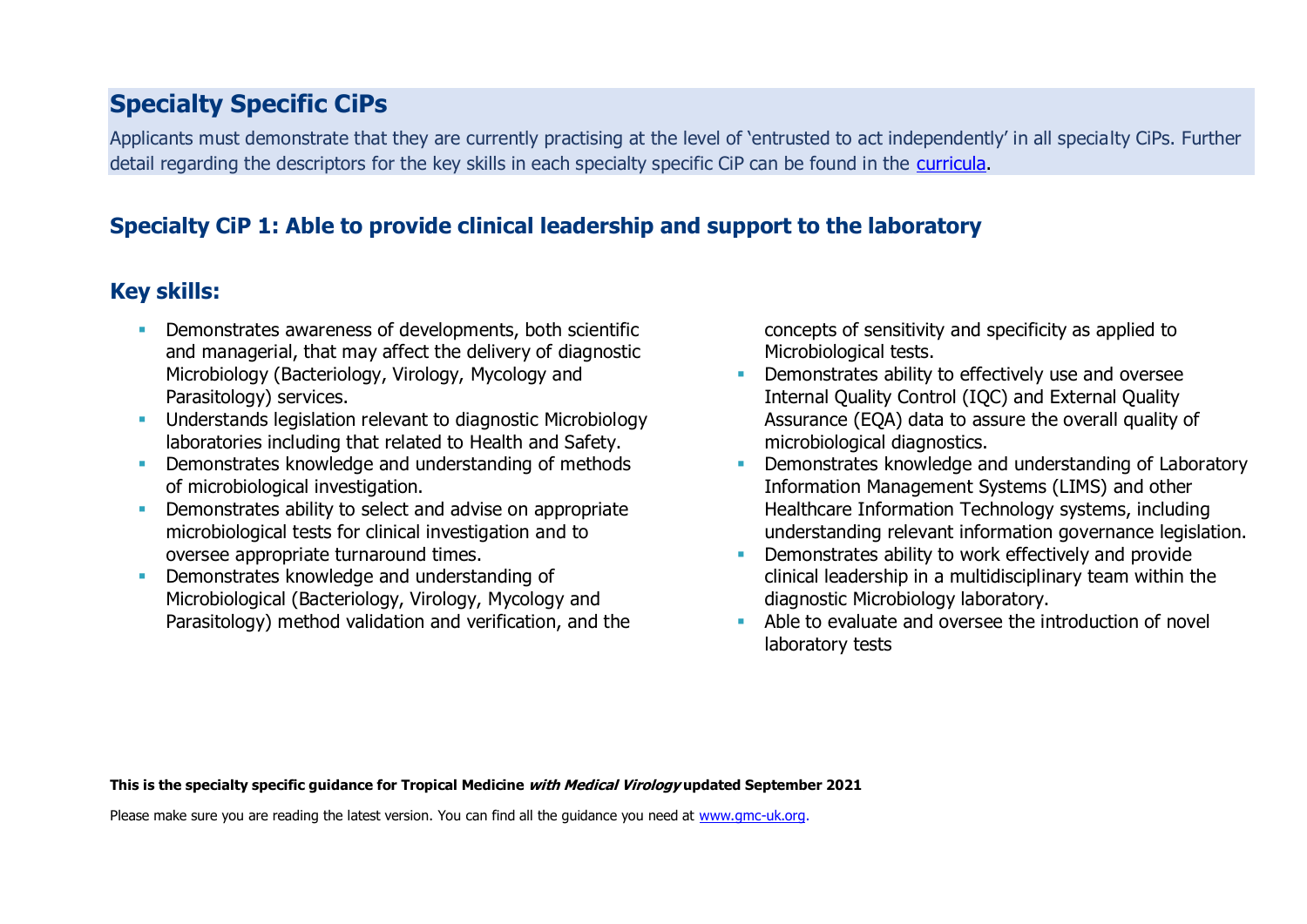## Specialty Specific CiPs

Applicants must demonstrate that they are currently practising at the level of 'entrusted to act independently' in all specialty CiPs. Further detail regarding the descriptors for the key skills in each specialty specific CiP can be found in the [curricula](curricula).

### Specialty CiP 1: Able to provide clinical leadership and support to the laboratory

### Key skills:

- Demonstrates awareness of developments, both scientific and managerial, that may affect the delivery of diagnostic Microbiology (Bacteriology, Virology, Mycology and Parasitology) services.
- Understands legislation relevant to diagnostic Microbiology laboratories including that related to Health and Safety.
- Demonstrates knowledge and understanding of methods of microbiological investigation.
- Demonstrates ability to select and advise on appropriate microbiological tests for clinical investigation and to oversee appropriate turnaround times.
- Demonstrates knowledge and understanding of Microbiological (Bacteriology, Virology, Mycology and Parasitology) method validation and verification, and the concepts of sensitivity and specificity as applied to Microbiological tests.
- Demonstrates ability to effectively use and oversee Internal Quality Control (IQC) and External Quality Assurance (EQA) data to assure the overall quality of microbiological diagnostics.
- Demonstrates knowledge and understanding of Laboratory Information Management Systems (LIMS) and other Healthcare Information Technology systems, including understanding relevant information governance legislation.
- Demonstrates ability to work effectively and provide clinical leadership in a multidisciplinary team within the diagnostic Microbiology laboratory.
- Able to evaluate and oversee the introduction of novel laboratory tests

**This is the specialty specific guidance for Tropical Medicine *with Medical Virology* updated September 2021**

Please make sure you are reading the latest version. You can find all the guidance you need at [www.gmc-uk.org](www.gmc-uk.org).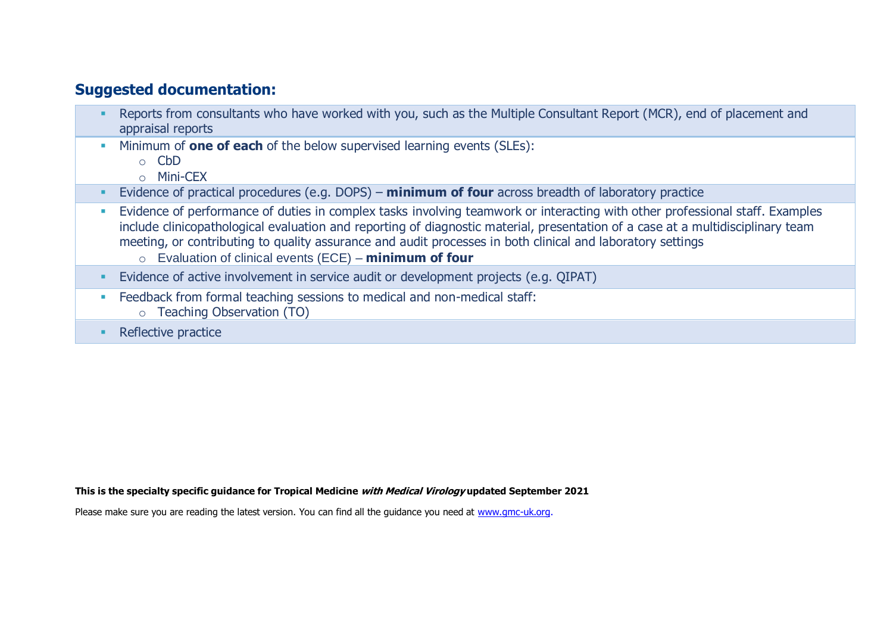## Suggested documentation:

- Reports from consultants who have worked with you, such as the Multiple Consultant Report (MCR), end of placement and appraisal reports
- Minimum of **one of each** of the below supervised learning events (SLEs):
  - CbD
  - Mini-CEX
- Evidence of practical procedures (e.g. DOPS) – **minimum of four** across breadth of laboratory practice
- Evidence of performance of duties in complex tasks involving teamwork or interacting with other professional staff. Examples include clinicopathological evaluation and reporting of diagnostic material, presentation of a case at a multidisciplinary team meeting, or contributing to quality assurance and audit processes in both clinical and laboratory settings
  - Evaluation of clinical events (ECE) – **minimum of four**
- Evidence of active involvement in service audit or development projects (e.g. QIPAT)
- Feedback from formal teaching sessions to medical and non-medical staff:
  - Teaching Observation (TO)
- Reflective practice

**This is the specialty specific guidance for Tropical Medicine *with Medical Virology* updated September 2021**

Please make sure you are reading the latest version. You can find all the guidance you need at [www.gmc-uk.org](www.gmc-uk.org).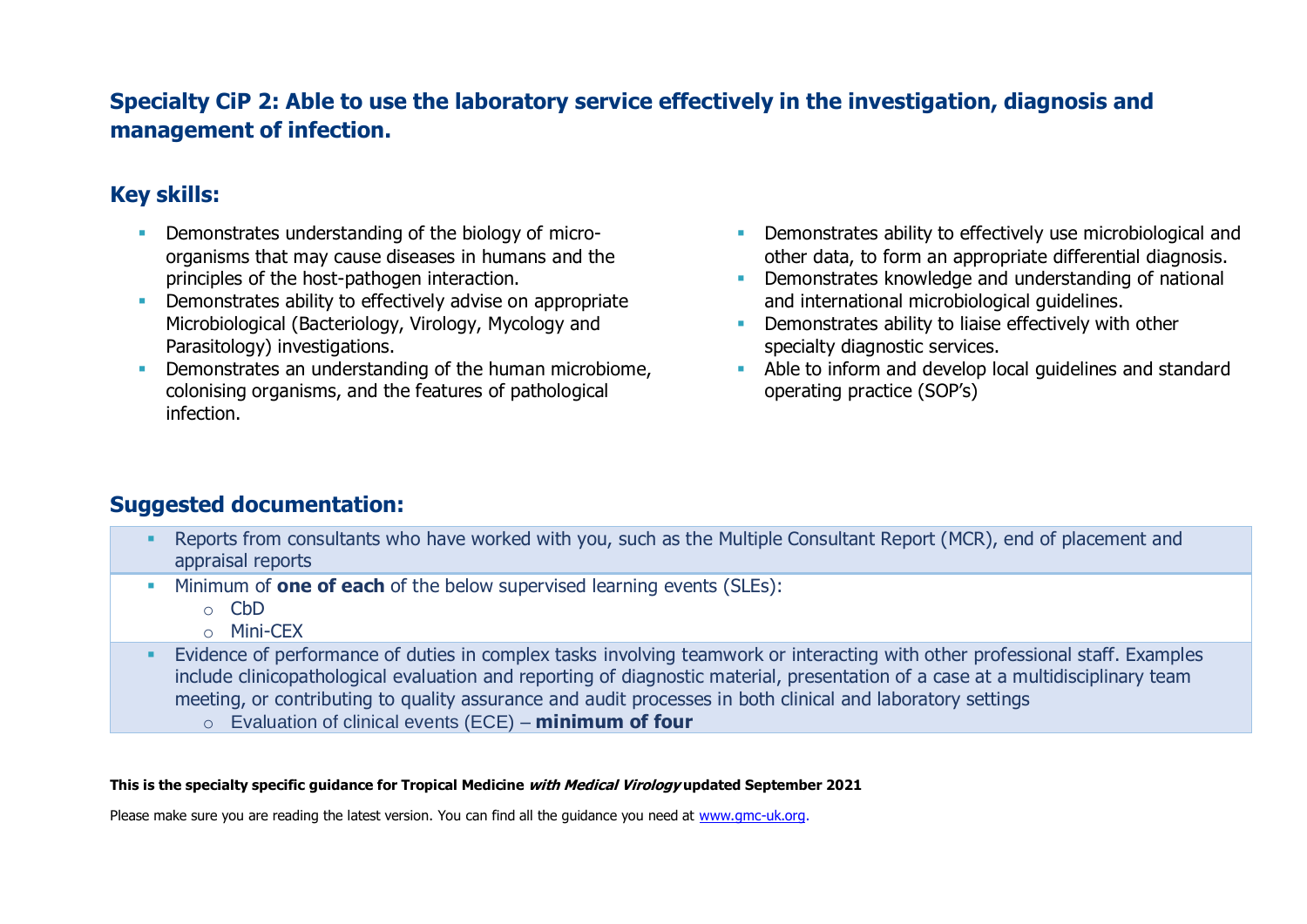## Specialty CiP 2: Able to use the laboratory service effectively in the investigation, diagnosis and management of infection.

### Key skills:

- Demonstrates understanding of the biology of micro-organisms that may cause diseases in humans and the principles of the host-pathogen interaction.
- Demonstrates ability to effectively advise on appropriate Microbiological (Bacteriology, Virology, Mycology and Parasitology) investigations.
- Demonstrates an understanding of the human microbiome, colonising organisms, and the features of pathological infection.
- Demonstrates ability to effectively use microbiological and other data, to form an appropriate differential diagnosis.
- Demonstrates knowledge and understanding of national and international microbiological guidelines.
- Demonstrates ability to liaise effectively with other specialty diagnostic services.
- Able to inform and develop local guidelines and standard operating practice (SOP's)

### Suggested documentation:

- Reports from consultants who have worked with you, such as the Multiple Consultant Report (MCR), end of placement and appraisal reports
- Minimum of **one of each** of the below supervised learning events (SLEs):
  - CbD
  - Mini-CEX
- Evidence of performance of duties in complex tasks involving teamwork or interacting with other professional staff. Examples include clinicopathological evaluation and reporting of diagnostic material, presentation of a case at a multidisciplinary team meeting, or contributing to quality assurance and audit processes in both clinical and laboratory settings
  - Evaluation of clinical events (ECE) – **minimum of four**

**This is the specialty specific guidance for Tropical Medicine *with Medical Virology* updated September 2021**

Please make sure you are reading the latest version. You can find all the guidance you need at www.gmc-uk.org.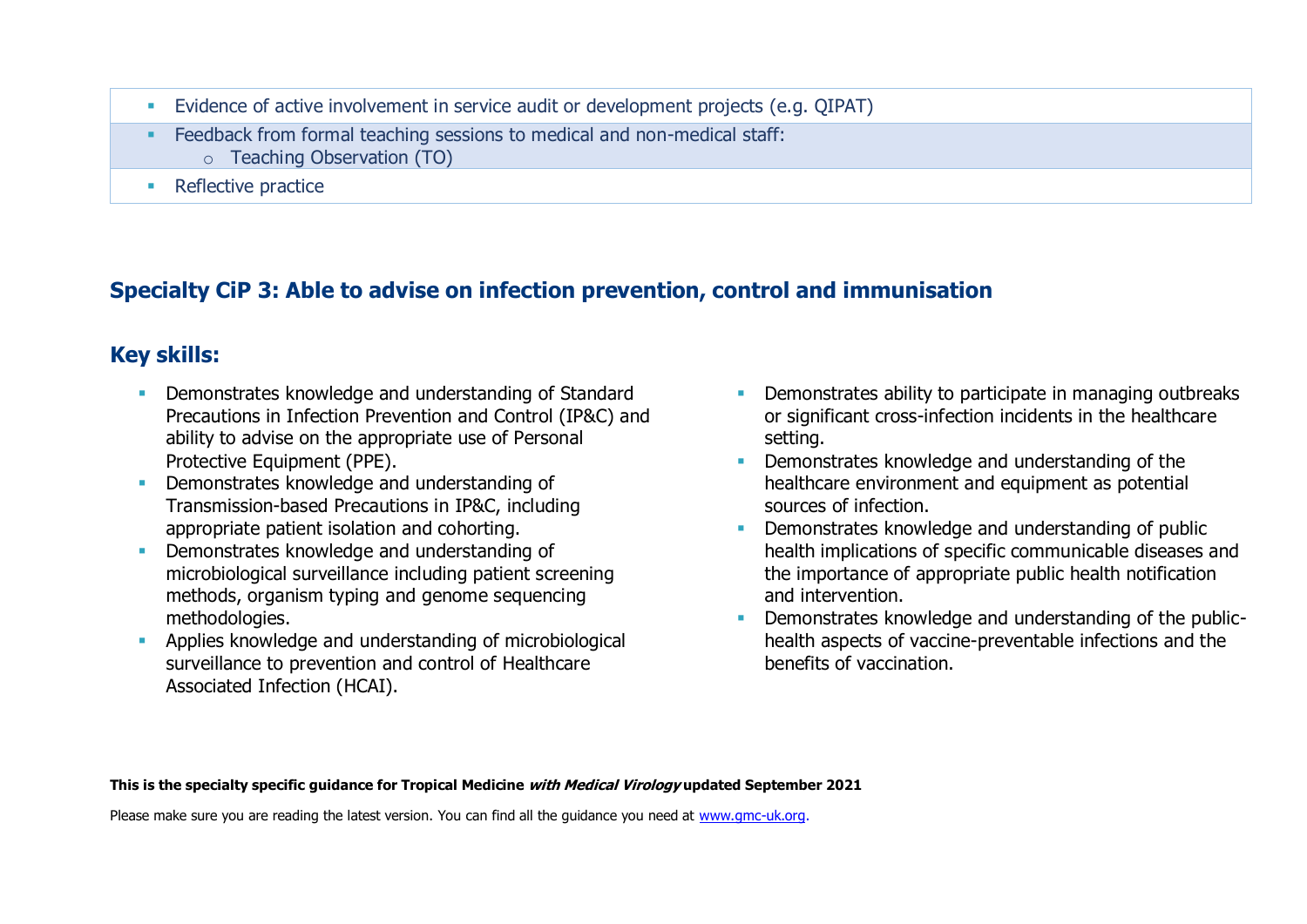- Evidence of active involvement in service audit or development projects (e.g. QIPAT)
- Feedback from formal teaching sessions to medical and non-medical staff:
  - Teaching Observation (TO)
- Reflective practice

## Specialty CiP 3: Able to advise on infection prevention, control and immunisation

### Key skills:

- Demonstrates knowledge and understanding of Standard Precautions in Infection Prevention and Control (IP&C) and ability to advise on the appropriate use of Personal Protective Equipment (PPE).
- Demonstrates knowledge and understanding of Transmission-based Precautions in IP&C, including appropriate patient isolation and cohorting.
- Demonstrates knowledge and understanding of microbiological surveillance including patient screening methods, organism typing and genome sequencing methodologies.
- Applies knowledge and understanding of microbiological surveillance to prevention and control of Healthcare Associated Infection (HCAI).
- Demonstrates ability to participate in managing outbreaks or significant cross-infection incidents in the healthcare setting.
- Demonstrates knowledge and understanding of the healthcare environment and equipment as potential sources of infection.
- Demonstrates knowledge and understanding of public health implications of specific communicable diseases and the importance of appropriate public health notification and intervention.
- Demonstrates knowledge and understanding of the public-health aspects of vaccine-preventable infections and the benefits of vaccination.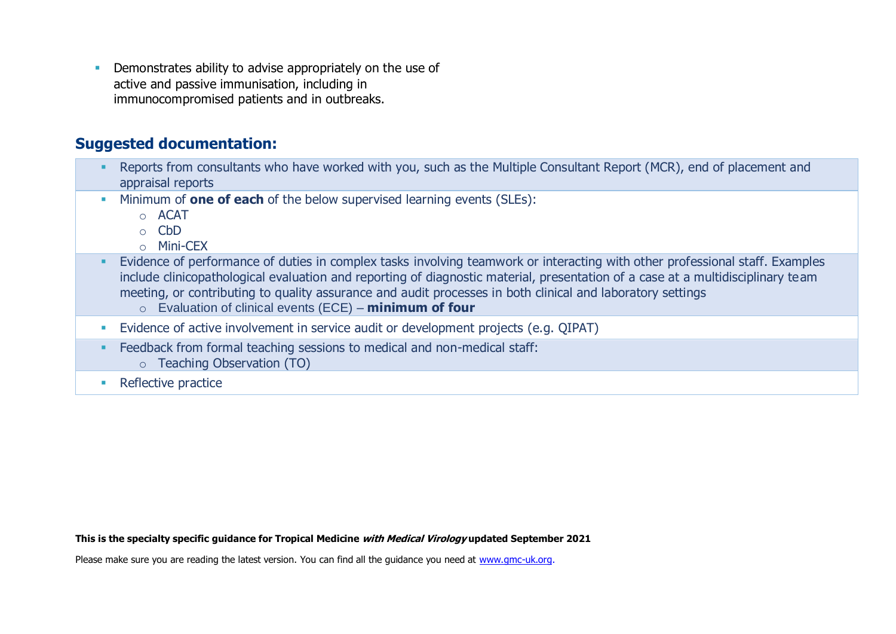- Demonstrates ability to advise appropriately on the use of active and passive immunisation, including in immunocompromised patients and in outbreaks.

## Suggested documentation:

- Reports from consultants who have worked with you, such as the Multiple Consultant Report (MCR), end of placement and appraisal reports
- Minimum of **one of each** of the below supervised learning events (SLEs):
  - ACAT
  - CbD
  - Mini-CEX
- Evidence of performance of duties in complex tasks involving teamwork or interacting with other professional staff. Examples include clinicopathological evaluation and reporting of diagnostic material, presentation of a case at a multidisciplinary team meeting, or contributing to quality assurance and audit processes in both clinical and laboratory settings
  - Evaluation of clinical events (ECE) – **minimum of four**
- Evidence of active involvement in service audit or development projects (e.g. QIPAT)
- Feedback from formal teaching sessions to medical and non-medical staff:
  - Teaching Observation (TO)
- Reflective practice

**This is the specialty specific guidance for Tropical Medicine *with Medical Virology* updated September 2021**

Please make sure you are reading the latest version. You can find all the guidance you need at www.gmc-uk.org.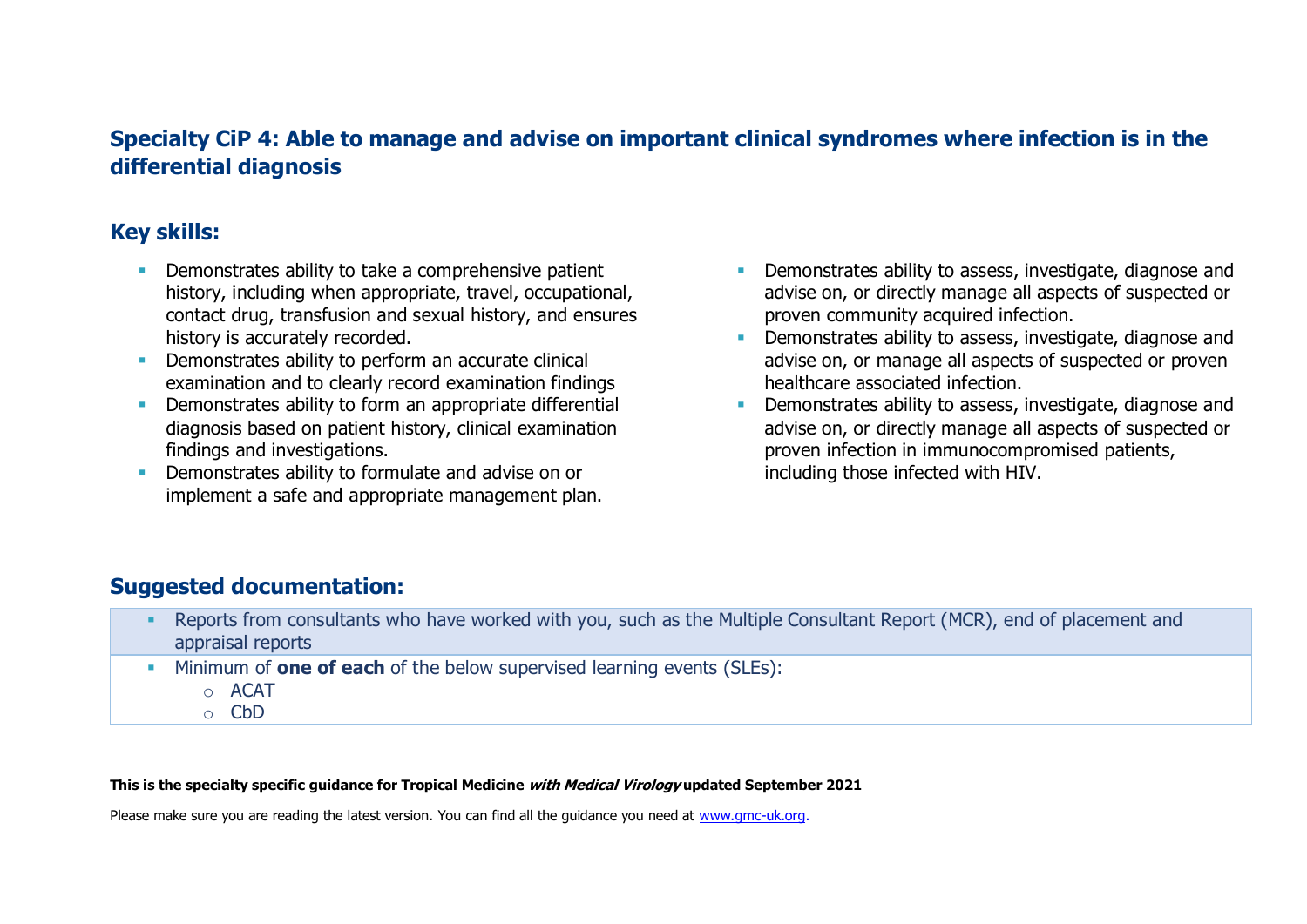## Specialty CiP 4: Able to manage and advise on important clinical syndromes where infection is in the differential diagnosis

### Key skills:

- Demonstrates ability to take a comprehensive patient history, including when appropriate, travel, occupational, contact drug, transfusion and sexual history, and ensures history is accurately recorded.
- Demonstrates ability to perform an accurate clinical examination and to clearly record examination findings
- Demonstrates ability to form an appropriate differential diagnosis based on patient history, clinical examination findings and investigations.
- Demonstrates ability to formulate and advise on or implement a safe and appropriate management plan.
- Demonstrates ability to assess, investigate, diagnose and advise on, or directly manage all aspects of suspected or proven community acquired infection.
- Demonstrates ability to assess, investigate, diagnose and advise on, or manage all aspects of suspected or proven healthcare associated infection.
- Demonstrates ability to assess, investigate, diagnose and advise on, or directly manage all aspects of suspected or proven infection in immunocompromised patients, including those infected with HIV.

### Suggested documentation:

- Reports from consultants who have worked with you, such as the Multiple Consultant Report (MCR), end of placement and appraisal reports
- Minimum of **one of each** of the below supervised learning events (SLEs):
  - ACAT
  - CbD

**This is the specialty specific guidance for Tropical Medicine *with Medical Virology* updated September 2021**

Please make sure you are reading the latest version. You can find all the guidance you need at www.gmc-uk.org.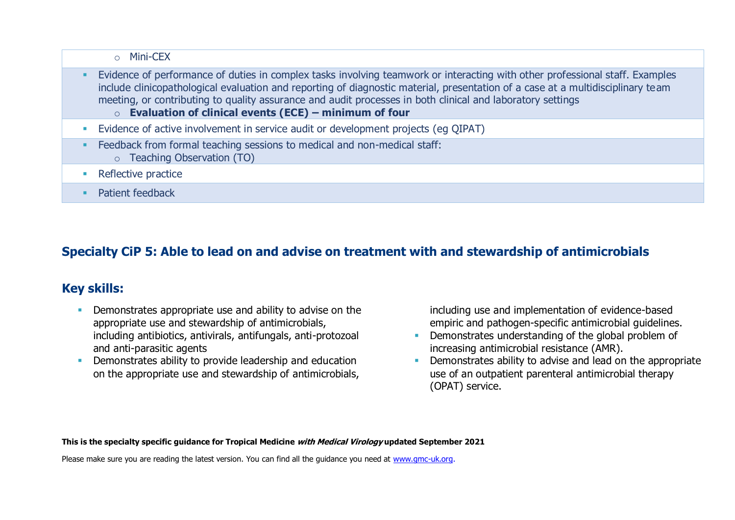- Mini-CEX

- Evidence of performance of duties in complex tasks involving teamwork or interacting with other professional staff. Examples include clinicopathological evaluation and reporting of diagnostic material, presentation of a case at a multidisciplinary team meeting, or contributing to quality assurance and audit processes in both clinical and laboratory settings
  - **Evaluation of clinical events (ECE) – minimum of four**
- Evidence of active involvement in service audit or development projects (eg QIPAT)
- Feedback from formal teaching sessions to medical and non-medical staff:
  - Teaching Observation (TO)
- Reflective practice
- Patient feedback

## Specialty CiP 5: Able to lead on and advise on treatment with and stewardship of antimicrobials

## Key skills:

- Demonstrates appropriate use and ability to advise on the appropriate use and stewardship of antimicrobials, including antibiotics, antivirals, antifungals, anti-protozoal and anti-parasitic agents
- Demonstrates ability to provide leadership and education on the appropriate use and stewardship of antimicrobials, including use and implementation of evidence-based empiric and pathogen-specific antimicrobial guidelines.
- Demonstrates understanding of the global problem of increasing antimicrobial resistance (AMR).
- Demonstrates ability to advise and lead on the appropriate use of an outpatient parenteral antimicrobial therapy (OPAT) service.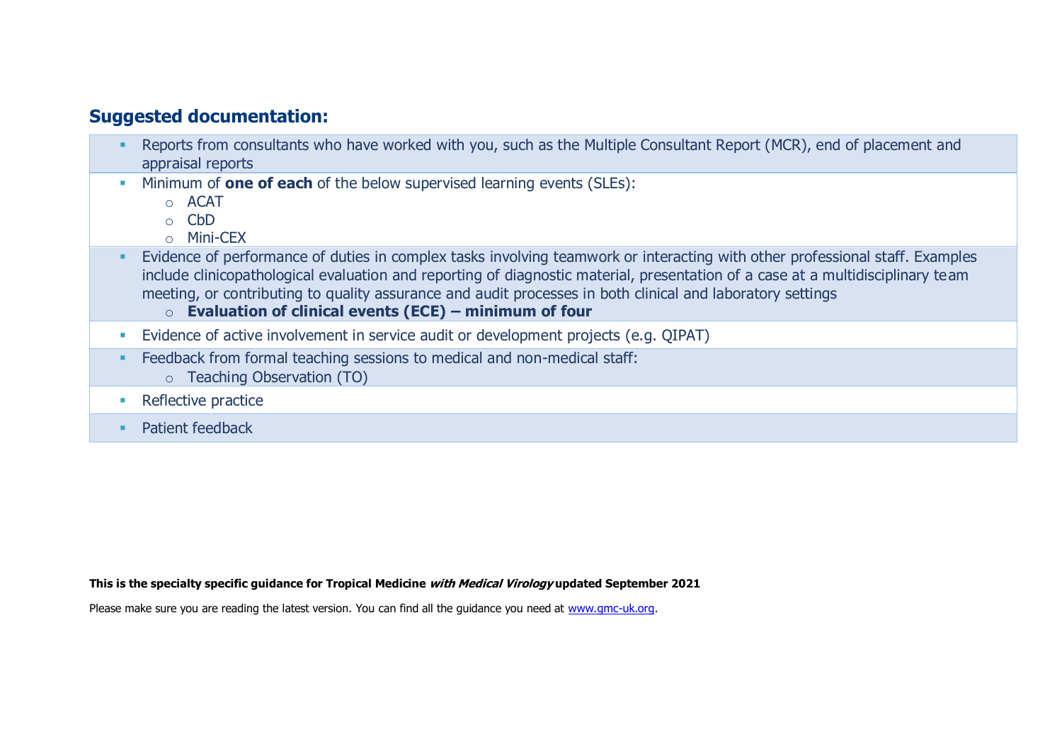## Suggested documentation:

- Reports from consultants who have worked with you, such as the Multiple Consultant Report (MCR), end of placement and appraisal reports
- Minimum of **one of each** of the below supervised learning events (SLEs):
  - ACAT
  - CbD
  - Mini-CEX
- Evidence of performance of duties in complex tasks involving teamwork or interacting with other professional staff. Examples include clinicopathological evaluation and reporting of diagnostic material, presentation of a case at a multidisciplinary team meeting, or contributing to quality assurance and audit processes in both clinical and laboratory settings
  - **Evaluation of clinical events (ECE) – minimum of four**
- Evidence of active involvement in service audit or development projects (e.g. QIPAT)
- Feedback from formal teaching sessions to medical and non-medical staff:
  - Teaching Observation (TO)
- Reflective practice
- Patient feedback

**This is the specialty specific guidance for Tropical Medicine *with Medical Virology* updated September 2021**

Please make sure you are reading the latest version. You can find all the guidance you need at www.gmc-uk.org.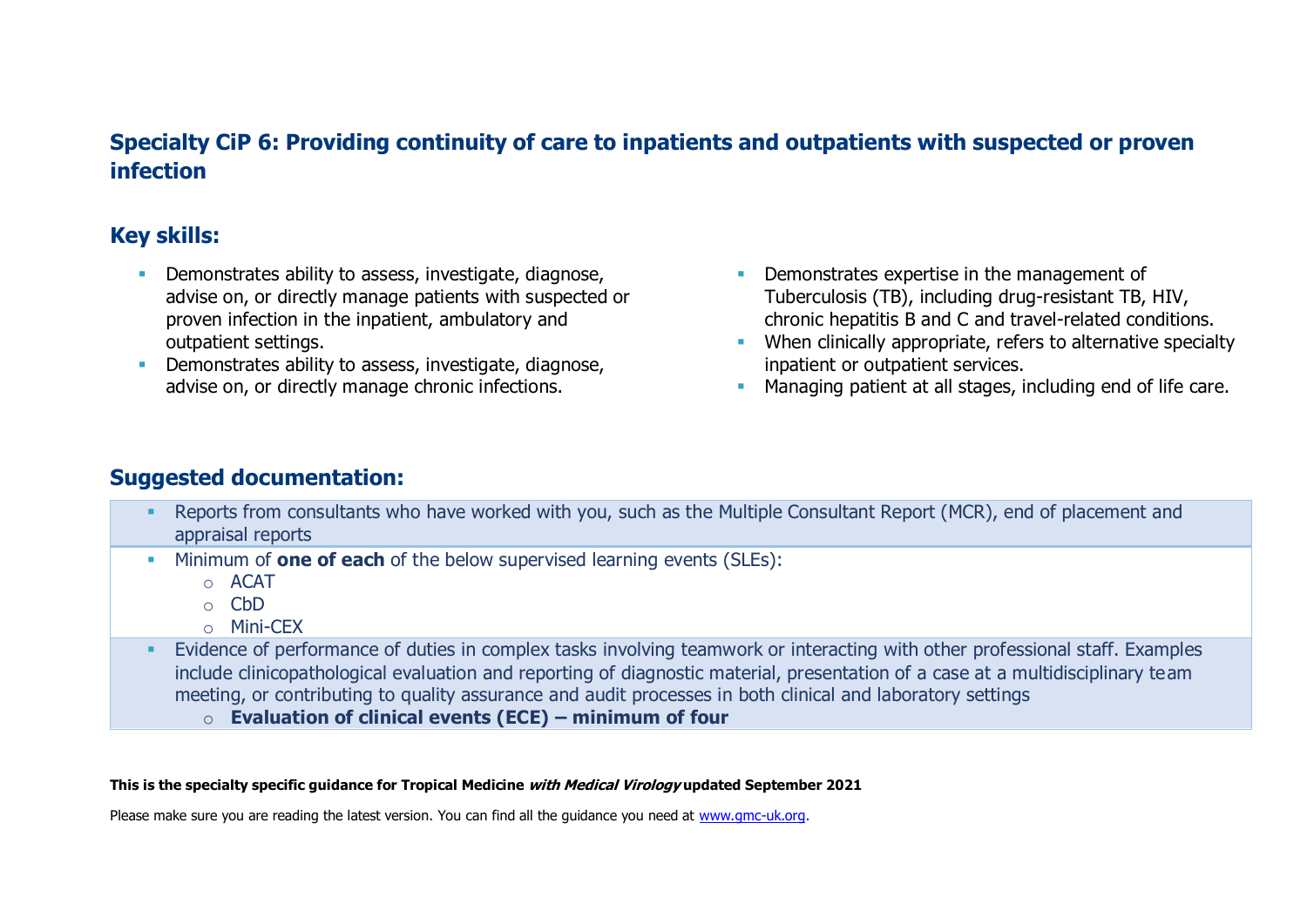## Specialty CiP 6: Providing continuity of care to inpatients and outpatients with suspected or proven infection

### Key skills:

- Demonstrates ability to assess, investigate, diagnose, advise on, or directly manage patients with suspected or proven infection in the inpatient, ambulatory and outpatient settings.
- Demonstrates ability to assess, investigate, diagnose, advise on, or directly manage chronic infections.
- Demonstrates expertise in the management of Tuberculosis (TB), including drug-resistant TB, HIV, chronic hepatitis B and C and travel-related conditions.
- When clinically appropriate, refers to alternative specialty inpatient or outpatient services.
- Managing patient at all stages, including end of life care.

### Suggested documentation:

- Reports from consultants who have worked with you, such as the Multiple Consultant Report (MCR), end of placement and appraisal reports
- Minimum of **one of each** of the below supervised learning events (SLEs):
    - ACAT
    - CbD
    - Mini-CEX
- Evidence of performance of duties in complex tasks involving teamwork or interacting with other professional staff. Examples include clinicopathological evaluation and reporting of diagnostic material, presentation of a case at a multidisciplinary team meeting, or contributing to quality assurance and audit processes in both clinical and laboratory settings
    - **Evaluation of clinical events (ECE) – minimum of four**

**This is the specialty specific guidance for Tropical Medicine *with Medical Virology* updated September 2021**

Please make sure you are reading the latest version. You can find all the guidance you need at www.gmc-uk.org.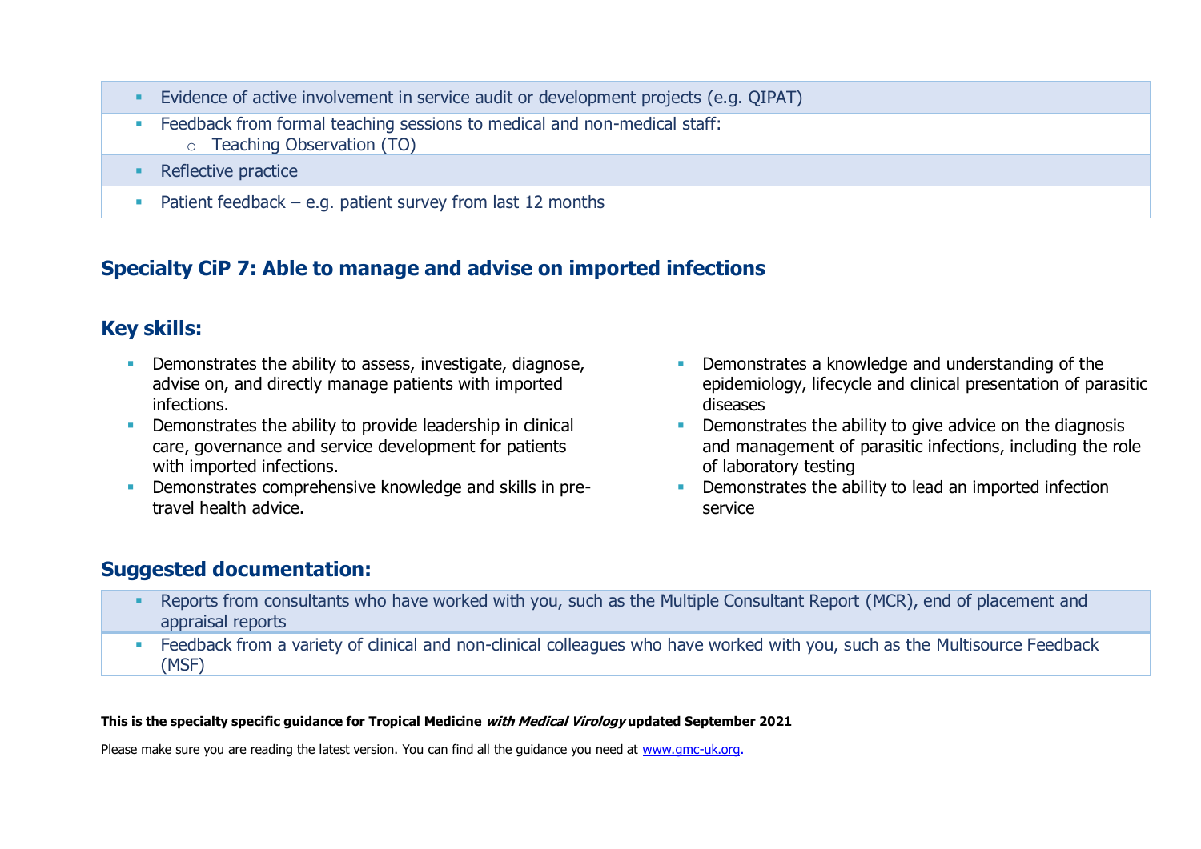- Evidence of active involvement in service audit or development projects (e.g. QIPAT)
- Feedback from formal teaching sessions to medical and non-medical staff:
  - Teaching Observation (TO)
- Reflective practice
- Patient feedback – e.g. patient survey from last 12 months

## Specialty CiP 7: Able to manage and advise on imported infections

### Key skills:

- Demonstrates the ability to assess, investigate, diagnose, advise on, and directly manage patients with imported infections.
- Demonstrates the ability to provide leadership in clinical care, governance and service development for patients with imported infections.
- Demonstrates comprehensive knowledge and skills in pre-travel health advice.
- Demonstrates a knowledge and understanding of the epidemiology, lifecycle and clinical presentation of parasitic diseases
- Demonstrates the ability to give advice on the diagnosis and management of parasitic infections, including the role of laboratory testing
- Demonstrates the ability to lead an imported infection service

### Suggested documentation:

- Reports from consultants who have worked with you, such as the Multiple Consultant Report (MCR), end of placement and appraisal reports
- Feedback from a variety of clinical and non-clinical colleagues who have worked with you, such as the Multisource Feedback (MSF)

**This is the specialty specific guidance for Tropical Medicine *with Medical Virology* updated September 2021**

Please make sure you are reading the latest version. You can find all the guidance you need at www.gmc-uk.org.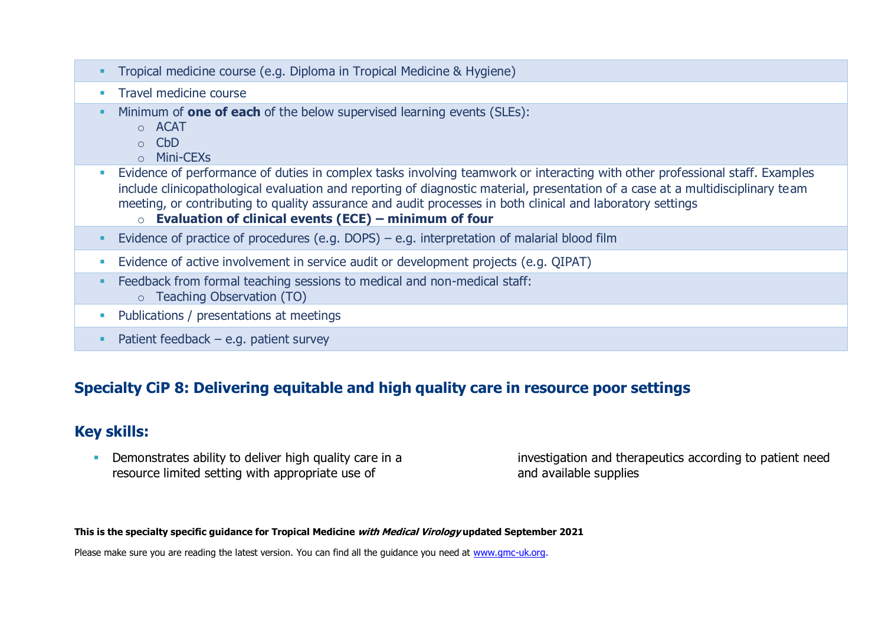- Tropical medicine course (e.g. Diploma in Tropical Medicine & Hygiene)
- Travel medicine course
- Minimum of **one of each** of the below supervised learning events (SLEs):
  - ACAT
  - CbD
  - Mini-CEXs
- Evidence of performance of duties in complex tasks involving teamwork or interacting with other professional staff. Examples include clinicopathological evaluation and reporting of diagnostic material, presentation of a case at a multidisciplinary team meeting, or contributing to quality assurance and audit processes in both clinical and laboratory settings
  - **Evaluation of clinical events (ECE) – minimum of four**
- Evidence of practice of procedures (e.g. DOPS) – e.g. interpretation of malarial blood film
- Evidence of active involvement in service audit or development projects (e.g. QIPAT)
- Feedback from formal teaching sessions to medical and non-medical staff:
  - Teaching Observation (TO)
- Publications / presentations at meetings
- Patient feedback – e.g. patient survey

## Specialty CiP 8: Delivering equitable and high quality care in resource poor settings

## Key skills:

- Demonstrates ability to deliver high quality care in a resource limited setting with appropriate use of investigation and therapeutics according to patient need and available supplies

**This is the specialty specific guidance for Tropical Medicine *with Medical Virology* updated September 2021**

Please make sure you are reading the latest version. You can find all the guidance you need at www.gmc-uk.org.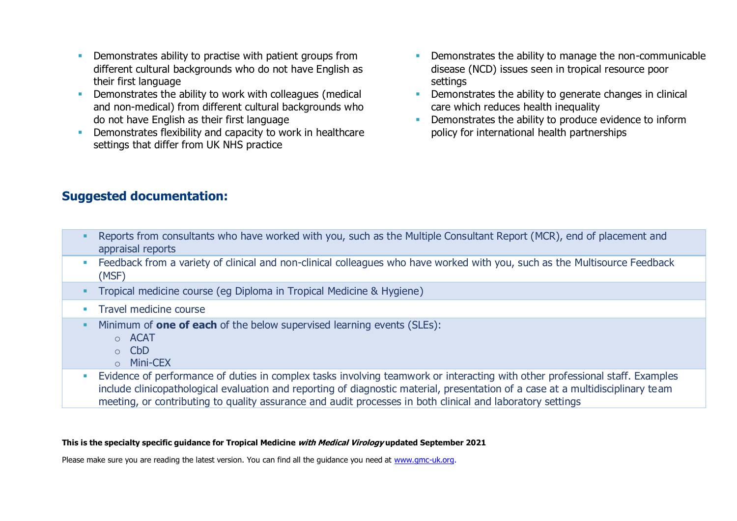- Demonstrates ability to practise with patient groups from different cultural backgrounds who do not have English as their first language
- Demonstrates the ability to work with colleagues (medical and non-medical) from different cultural backgrounds who do not have English as their first language
- Demonstrates flexibility and capacity to work in healthcare settings that differ from UK NHS practice
- Demonstrates the ability to manage the non-communicable disease (NCD) issues seen in tropical resource poor settings
- Demonstrates the ability to generate changes in clinical care which reduces health inequality
- Demonstrates the ability to produce evidence to inform policy for international health partnerships

## Suggested documentation:

- Reports from consultants who have worked with you, such as the Multiple Consultant Report (MCR), end of placement and appraisal reports
- Feedback from a variety of clinical and non-clinical colleagues who have worked with you, such as the Multisource Feedback (MSF)
- Tropical medicine course (eg Diploma in Tropical Medicine & Hygiene)
- Travel medicine course
- Minimum of **one of each** of the below supervised learning events (SLEs):
  - ACAT
  - CbD
  - Mini-CEX
- Evidence of performance of duties in complex tasks involving teamwork or interacting with other professional staff. Examples include clinicopathological evaluation and reporting of diagnostic material, presentation of a case at a multidisciplinary team meeting, or contributing to quality assurance and audit processes in both clinical and laboratory settings

**This is the specialty specific guidance for Tropical Medicine *with Medical Virology* updated September 2021**

Please make sure you are reading the latest version. You can find all the guidance you need at www.gmc-uk.org.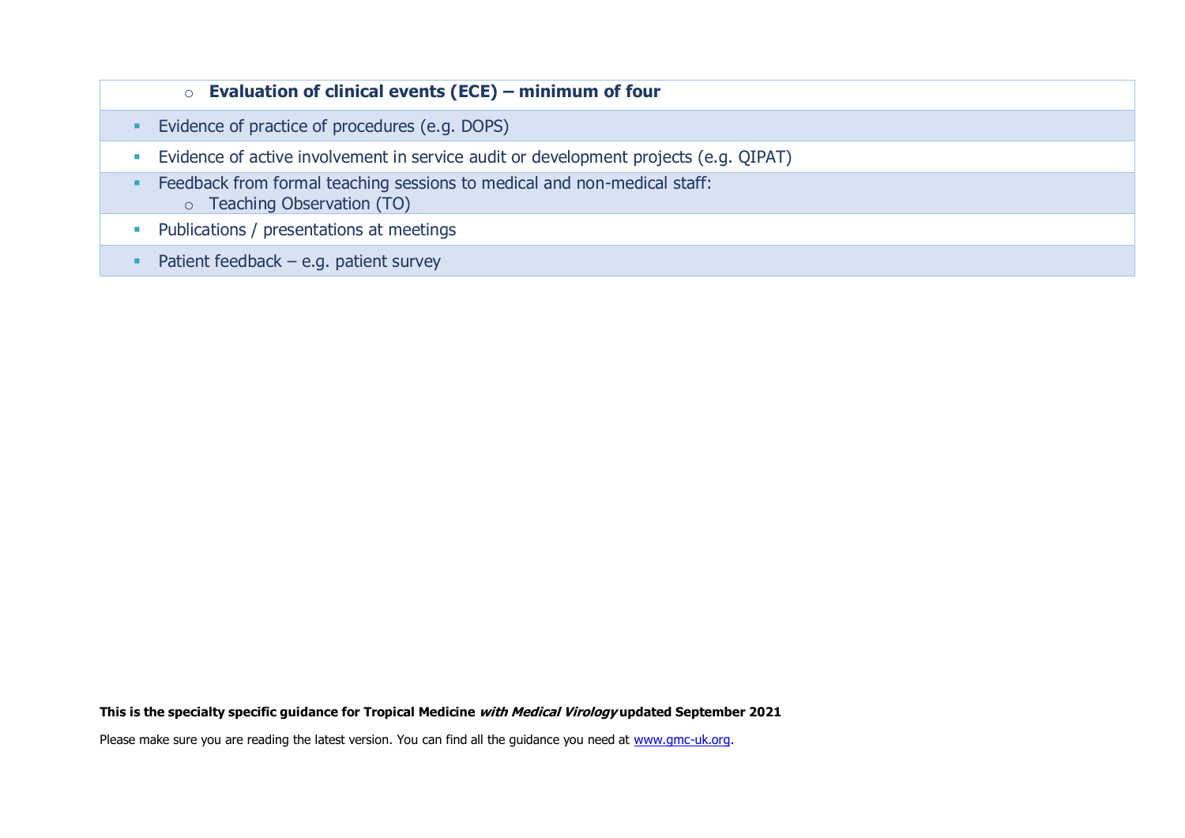- **Evaluation of clinical events (ECE) – minimum of four**

- Evidence of practice of procedures (e.g. DOPS)
- Evidence of active involvement in service audit or development projects (e.g. QIPAT)
- Feedback from formal teaching sessions to medical and non-medical staff:
  - Teaching Observation (TO)
- Publications / presentations at meetings
- Patient feedback – e.g. patient survey

**This is the specialty specific guidance for Tropical Medicine *with Medical Virology* updated September 2021**

Please make sure you are reading the latest version. You can find all the guidance you need at [www.gmc-uk.org](www.gmc-uk.org).